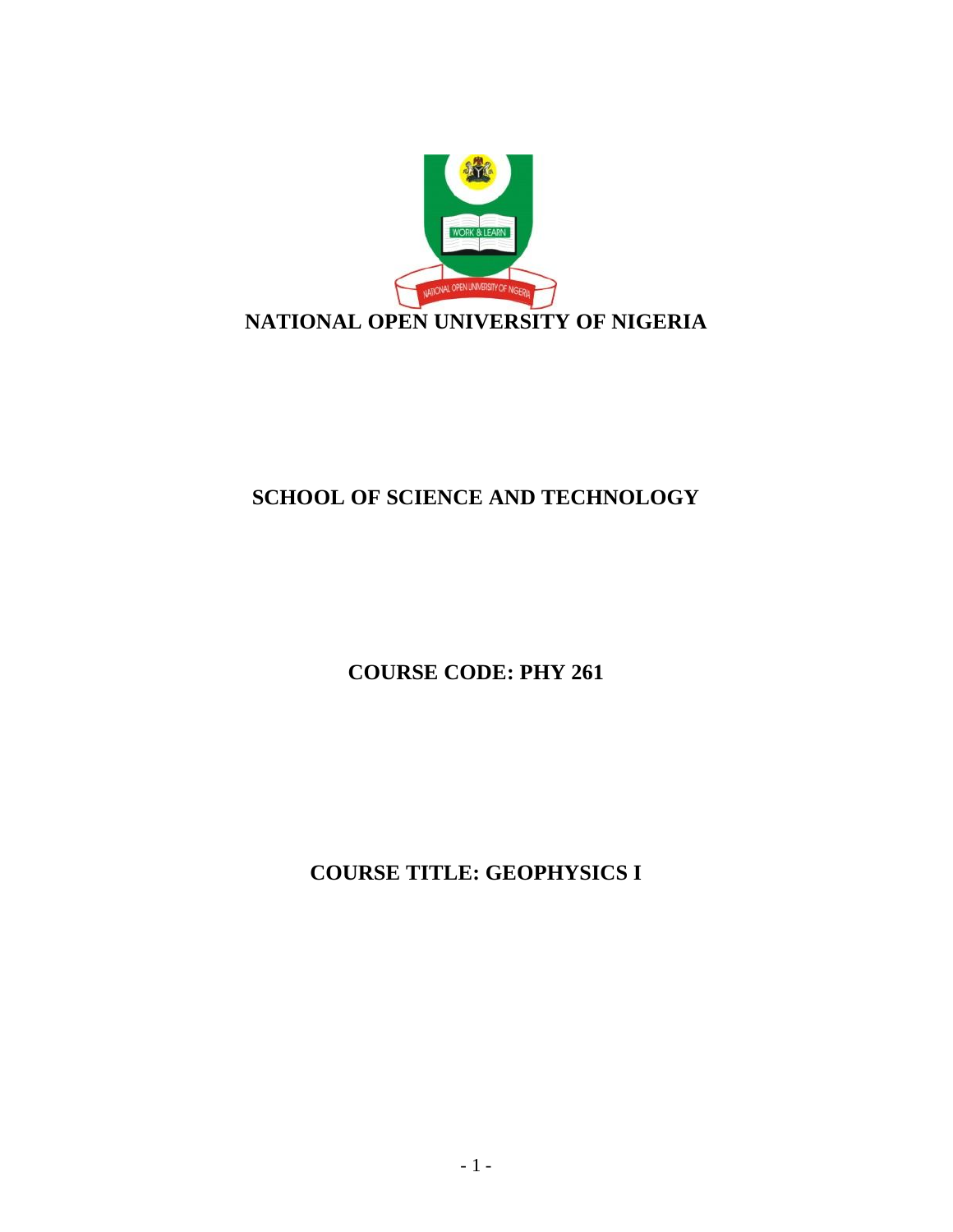# NATIONAL OPEN UNIVERSITY OF NIGERIA

## SCHOOL OF SCIENCE AND TECHNOLOGY

## COURSE CODE: PHY 261

## COURSE TITLE: GEOPHYSICS I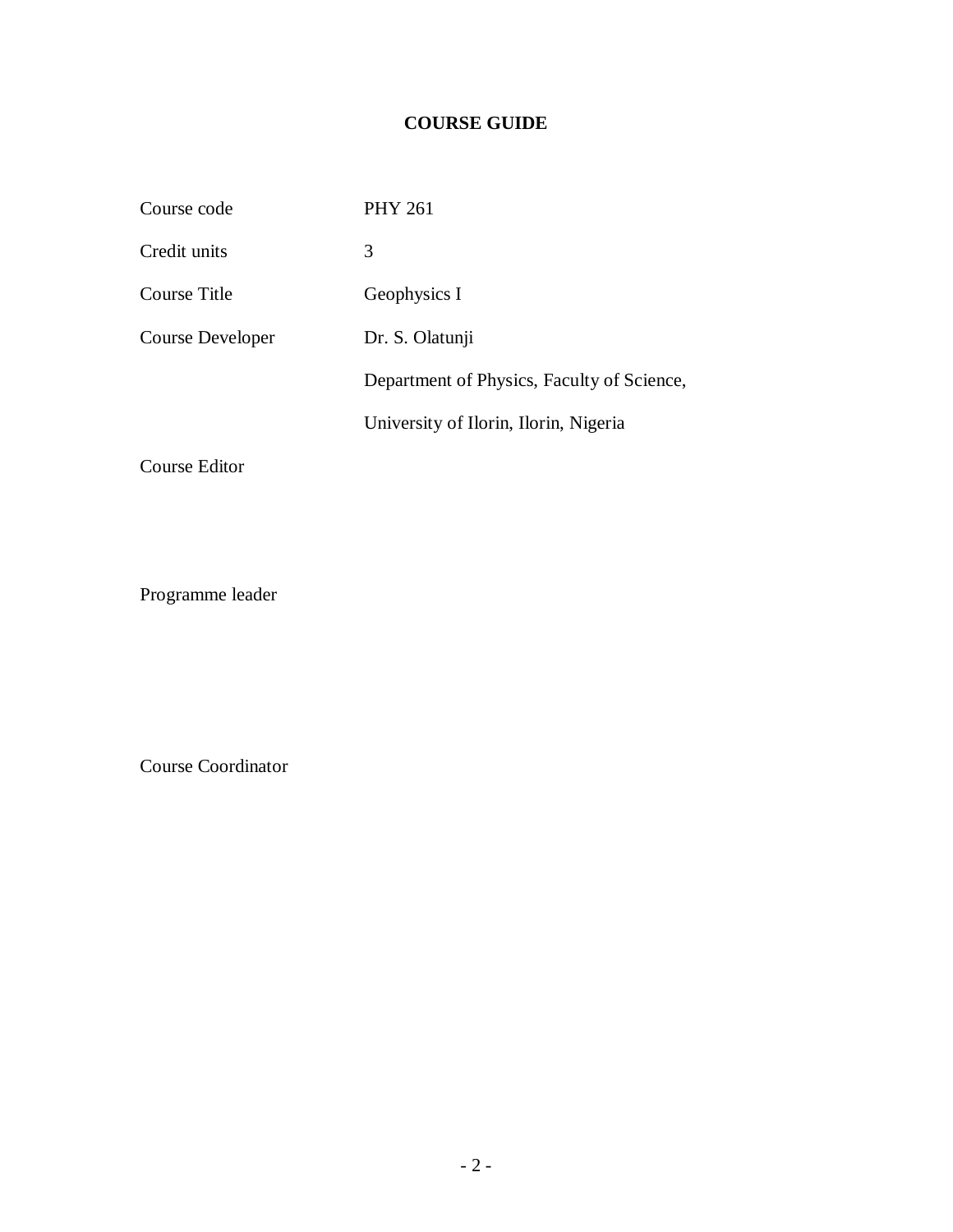# COURSE GUIDE

| | |
|---|---|
| Course code | PHY 261 |
| Credit units | 3 |
| Course Title | Geophysics I |
| Course Developer | Dr. S. Olatunji |
| | Department of Physics, Faculty of Science, |
| | University of Ilorin, Ilorin, Nigeria |
| Course Editor | |
| Programme leader | |
| Course Coordinator | |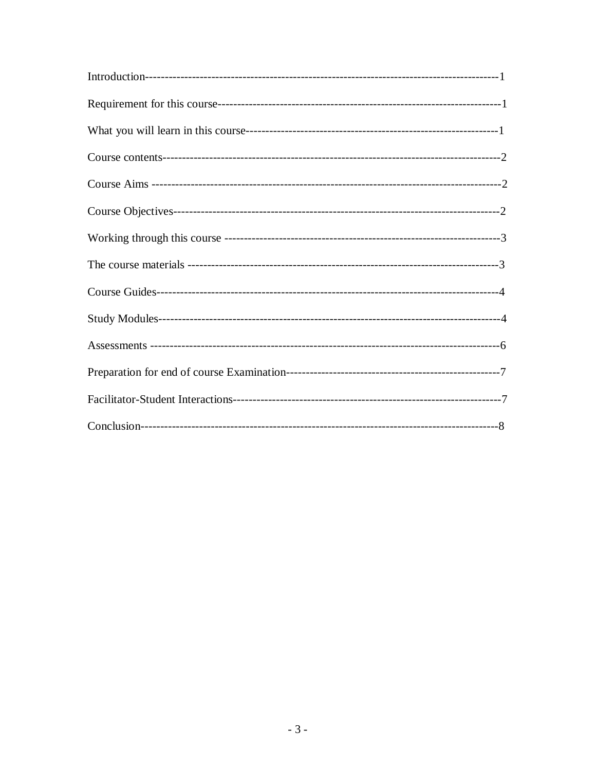Introduction-------------------------------------------------------------------------------------------1

Requirement for this course-------------------------------------------------------------------------1

What you will learn in this course----------------------------------------------------------------1

Course contents------------------------------------------------------------------------------------------2

Course Aims ---------------------------------------------------------------------------------------------2

Course Objectives---------------------------------------------------------------------------------------2

Working through this course ------------------------------------------------------------------------3

The course materials -----------------------------------------------------------------------------------3

Course Guides-------------------------------------------------------------------------------------------4

Study Modules-------------------------------------------------------------------------------------------4

Assessments ----------------------------------------------------------------------------------------------6

Preparation for end of course Examination-------------------------------------------------------7

Facilitator-Student Interactions---------------------------------------------------------------------7

Conclusion------------------------------------------------------------------------------------------------8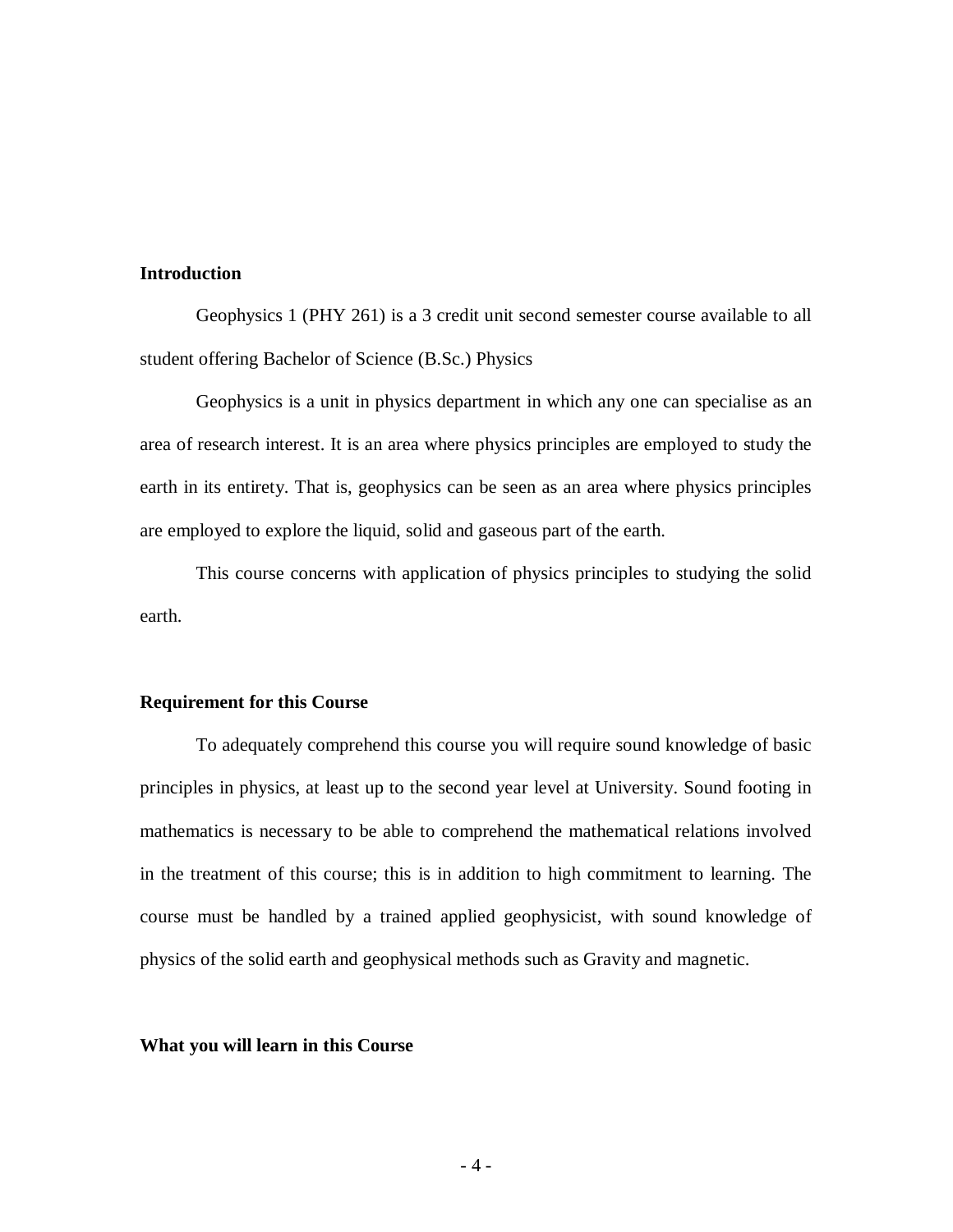## Introduction

Geophysics 1 (PHY 261) is a 3 credit unit second semester course available to all student offering Bachelor of Science (B.Sc.) Physics

Geophysics is a unit in physics department in which any one can specialise as an area of research interest. It is an area where physics principles are employed to study the earth in its entirety. That is, geophysics can be seen as an area where physics principles are employed to explore the liquid, solid and gaseous part of the earth.

This course concerns with application of physics principles to studying the solid earth.

## Requirement for this Course

To adequately comprehend this course you will require sound knowledge of basic principles in physics, at least up to the second year level at University. Sound footing in mathematics is necessary to be able to comprehend the mathematical relations involved in the treatment of this course; this is in addition to high commitment to learning. The course must be handled by a trained applied geophysicist, with sound knowledge of physics of the solid earth and geophysical methods such as Gravity and magnetic.

## What you will learn in this Course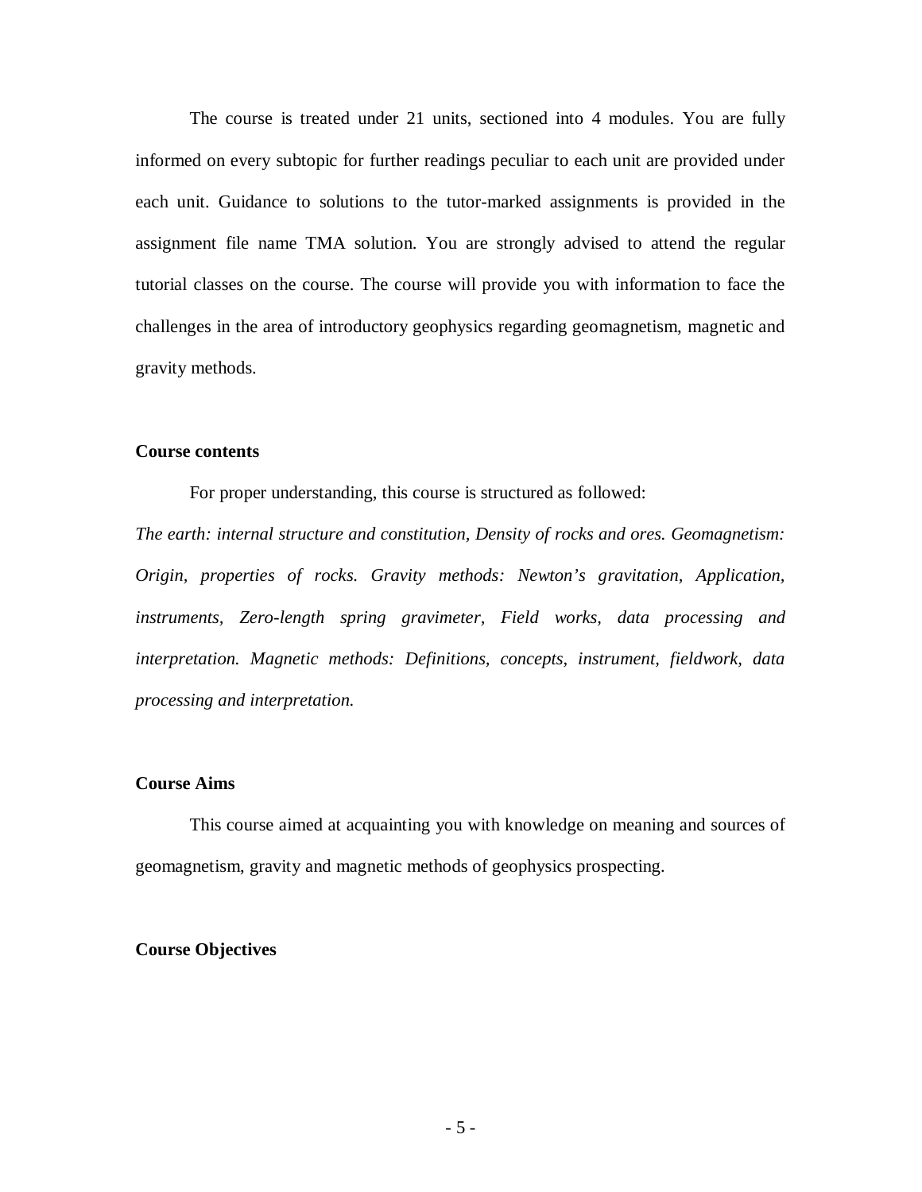The course is treated under 21 units, sectioned into 4 modules. You are fully informed on every subtopic for further readings peculiar to each unit are provided under each unit. Guidance to solutions to the tutor-marked assignments is provided in the assignment file name TMA solution. You are strongly advised to attend the regular tutorial classes on the course. The course will provide you with information to face the challenges in the area of introductory geophysics regarding geomagnetism, magnetic and gravity methods.

**Course contents**

For proper understanding, this course is structured as followed:

*The earth: internal structure and constitution, Density of rocks and ores. Geomagnetism: Origin, properties of rocks. Gravity methods: Newton's gravitation, Application, instruments, Zero-length spring gravimeter, Field works, data processing and interpretation. Magnetic methods: Definitions, concepts, instrument, fieldwork, data processing and interpretation.*

**Course Aims**

This course aimed at acquainting you with knowledge on meaning and sources of geomagnetism, gravity and magnetic methods of geophysics prospecting.

**Course Objectives**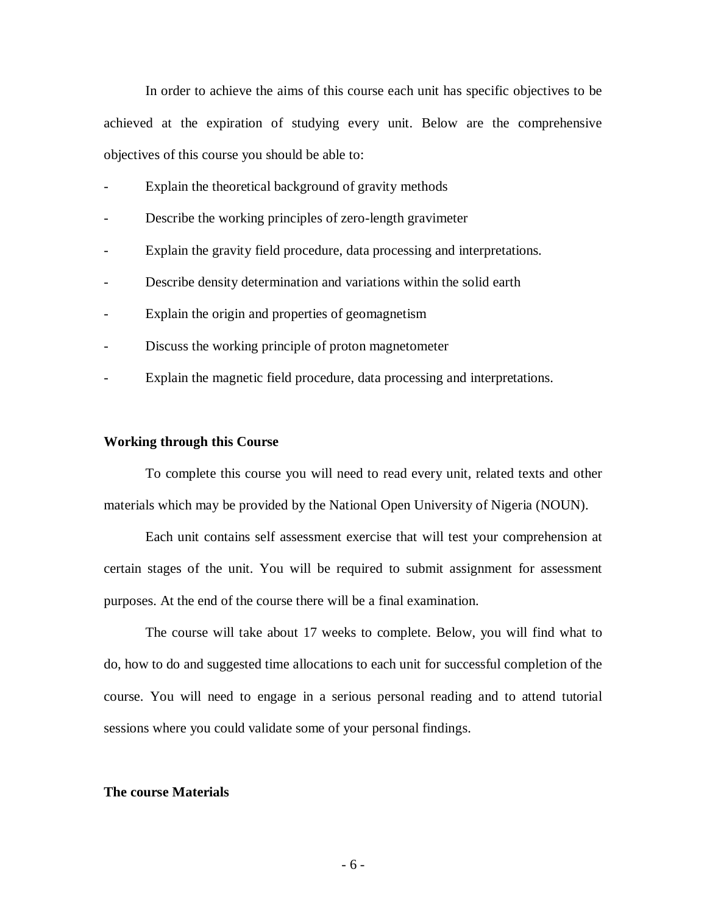In order to achieve the aims of this course each unit has specific objectives to be achieved at the expiration of studying every unit. Below are the comprehensive objectives of this course you should be able to:

- Explain the theoretical background of gravity methods
- Describe the working principles of zero-length gravimeter
- Explain the gravity field procedure, data processing and interpretations.
- Describe density determination and variations within the solid earth
- Explain the origin and properties of geomagnetism
- Discuss the working principle of proton magnetometer
- Explain the magnetic field procedure, data processing and interpretations.

**Working through this Course**

To complete this course you will need to read every unit, related texts and other materials which may be provided by the National Open University of Nigeria (NOUN).

Each unit contains self assessment exercise that will test your comprehension at certain stages of the unit. You will be required to submit assignment for assessment purposes. At the end of the course there will be a final examination.

The course will take about 17 weeks to complete. Below, you will find what to do, how to do and suggested time allocations to each unit for successful completion of the course. You will need to engage in a serious personal reading and to attend tutorial sessions where you could validate some of your personal findings.

**The course Materials**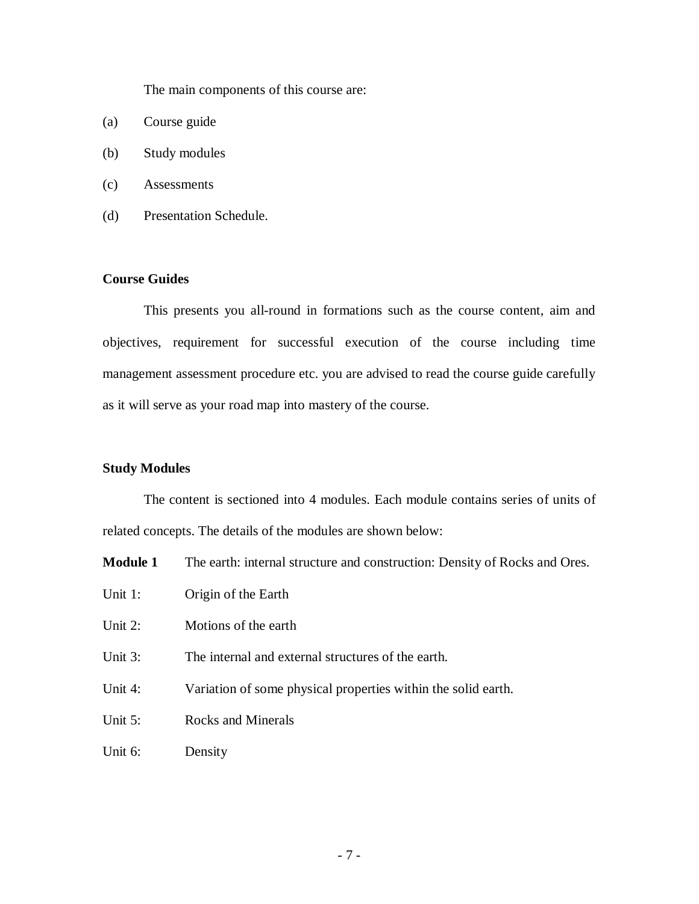The main components of this course are:

(a) Course guide

(b) Study modules

(c) Assessments

(d) Presentation Schedule.

**Course Guides**

This presents you all-round in formations such as the course content, aim and objectives, requirement for successful execution of the course including time management assessment procedure etc. you are advised to read the course guide carefully as it will serve as your road map into mastery of the course.

**Study Modules**

The content is sectioned into 4 modules. Each module contains series of units of related concepts. The details of the modules are shown below:

**Module 1** The earth: internal structure and construction: Density of Rocks and Ores.

Unit 1: Origin of the Earth

Unit 2: Motions of the earth

Unit 3: The internal and external structures of the earth.

Unit 4: Variation of some physical properties within the solid earth.

Unit 5: Rocks and Minerals

Unit 6: Density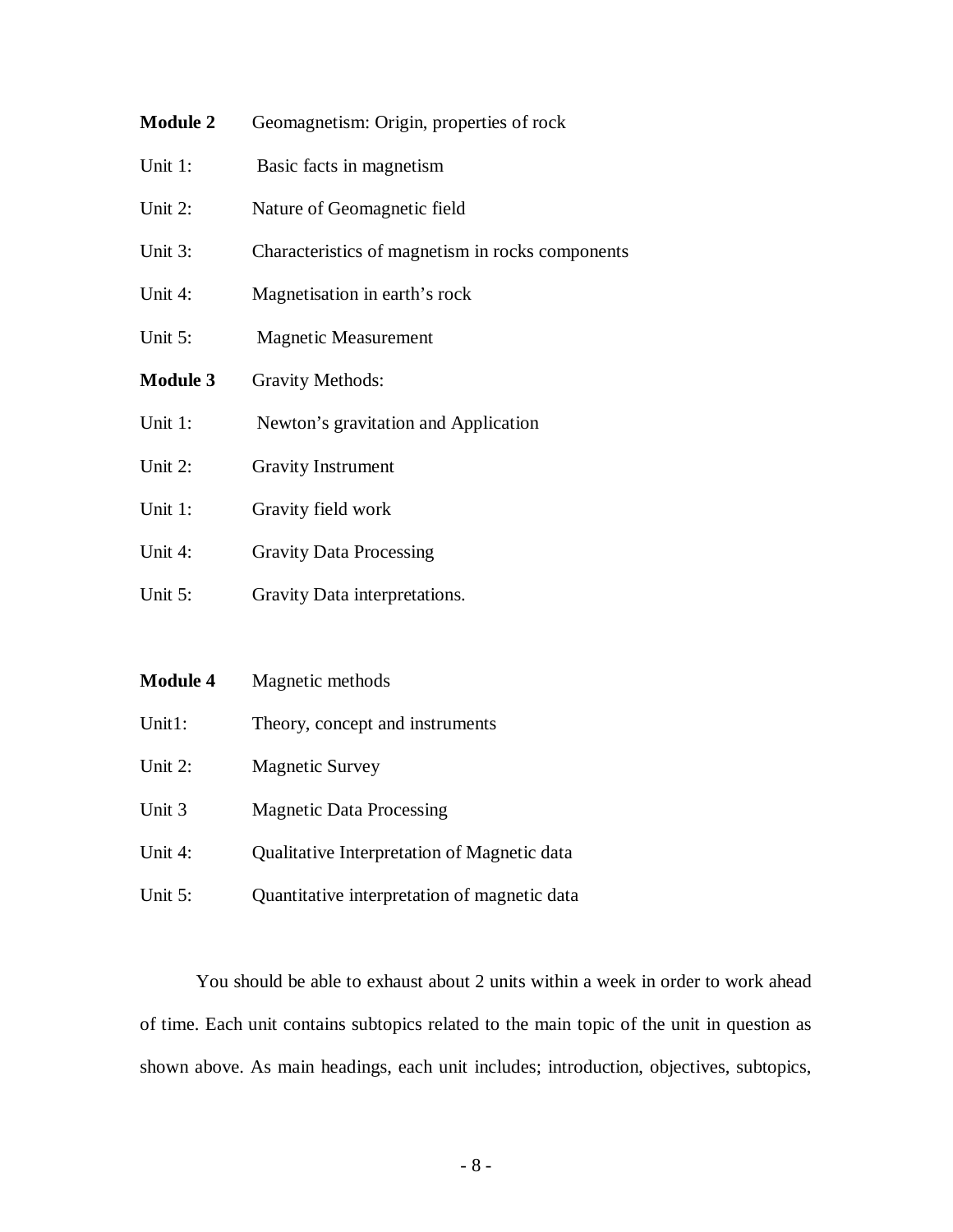**Module 2** Geomagnetism: Origin, properties of rock

Unit 1: Basic facts in magnetism

Unit 2: Nature of Geomagnetic field

Unit 3: Characteristics of magnetism in rocks components

Unit 4: Magnetisation in earth's rock

Unit 5: Magnetic Measurement

**Module 3** Gravity Methods:

Unit 1: Newton's gravitation and Application

Unit 2: Gravity Instrument

Unit 1: Gravity field work

Unit 4: Gravity Data Processing

Unit 5: Gravity Data interpretations.

**Module 4** Magnetic methods

Unit1: Theory, concept and instruments

Unit 2: Magnetic Survey

Unit 3 Magnetic Data Processing

Unit 4: Qualitative Interpretation of Magnetic data

Unit 5: Quantitative interpretation of magnetic data

You should be able to exhaust about 2 units within a week in order to work ahead of time. Each unit contains subtopics related to the main topic of the unit in question as shown above. As main headings, each unit includes; introduction, objectives, subtopics,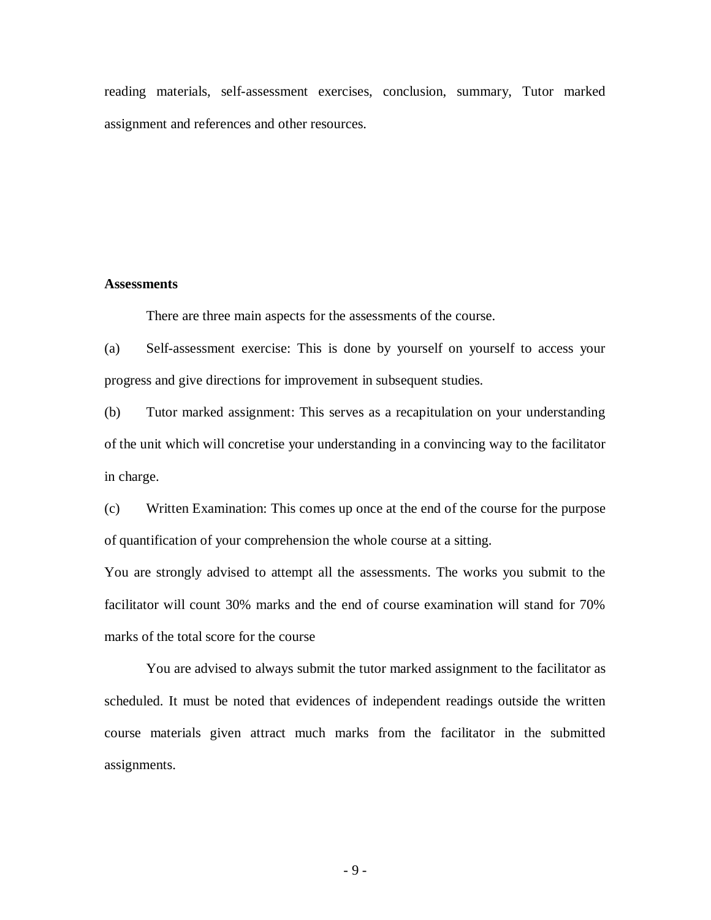reading materials, self-assessment exercises, conclusion, summary, Tutor marked assignment and references and other resources.

**Assessments**

There are three main aspects for the assessments of the course.

(a) Self-assessment exercise: This is done by yourself on yourself to access your progress and give directions for improvement in subsequent studies.

(b) Tutor marked assignment: This serves as a recapitulation on your understanding of the unit which will concretise your understanding in a convincing way to the facilitator in charge.

(c) Written Examination: This comes up once at the end of the course for the purpose of quantification of your comprehension the whole course at a sitting.

You are strongly advised to attempt all the assessments. The works you submit to the facilitator will count 30% marks and the end of course examination will stand for 70% marks of the total score for the course

You are advised to always submit the tutor marked assignment to the facilitator as scheduled. It must be noted that evidences of independent readings outside the written course materials given attract much marks from the facilitator in the submitted assignments.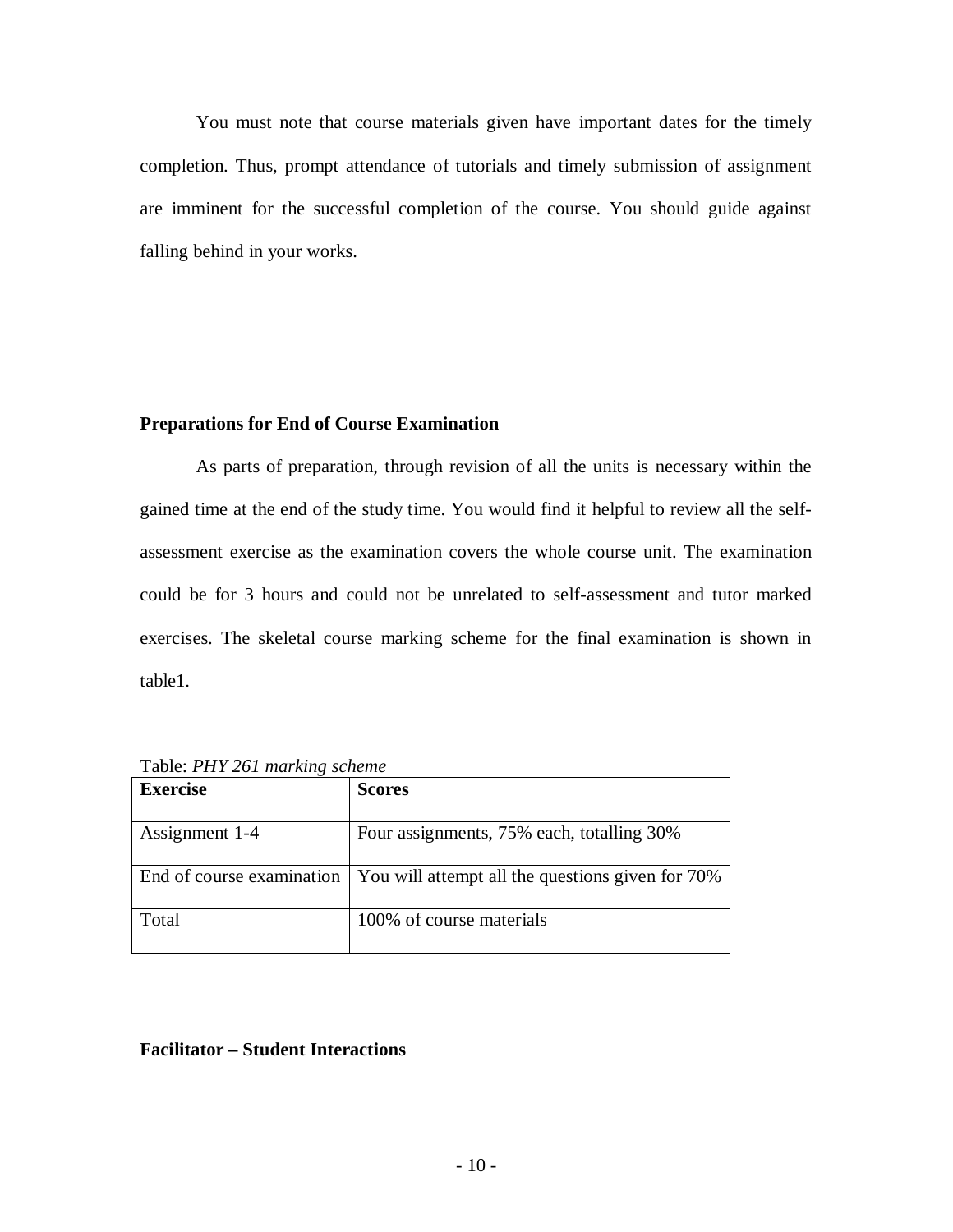You must note that course materials given have important dates for the timely completion. Thus, prompt attendance of tutorials and timely submission of assignment are imminent for the successful completion of the course. You should guide against falling behind in your works.

**Preparations for End of Course Examination**

As parts of preparation, through revision of all the units is necessary within the gained time at the end of the study time. You would find it helpful to review all the self-assessment exercise as the examination covers the whole course unit. The examination could be for 3 hours and could not be unrelated to self-assessment and tutor marked exercises. The skeletal course marking scheme for the final examination is shown in table1.

Table: *PHY 261 marking scheme*

| **Exercise** | **Scores** |
|---|---|
| Assignment 1-4 | Four assignments, 75% each, totalling 30% |
| End of course examination | You will attempt all the questions given for 70% |
| Total | 100% of course materials |

**Facilitator – Student Interactions**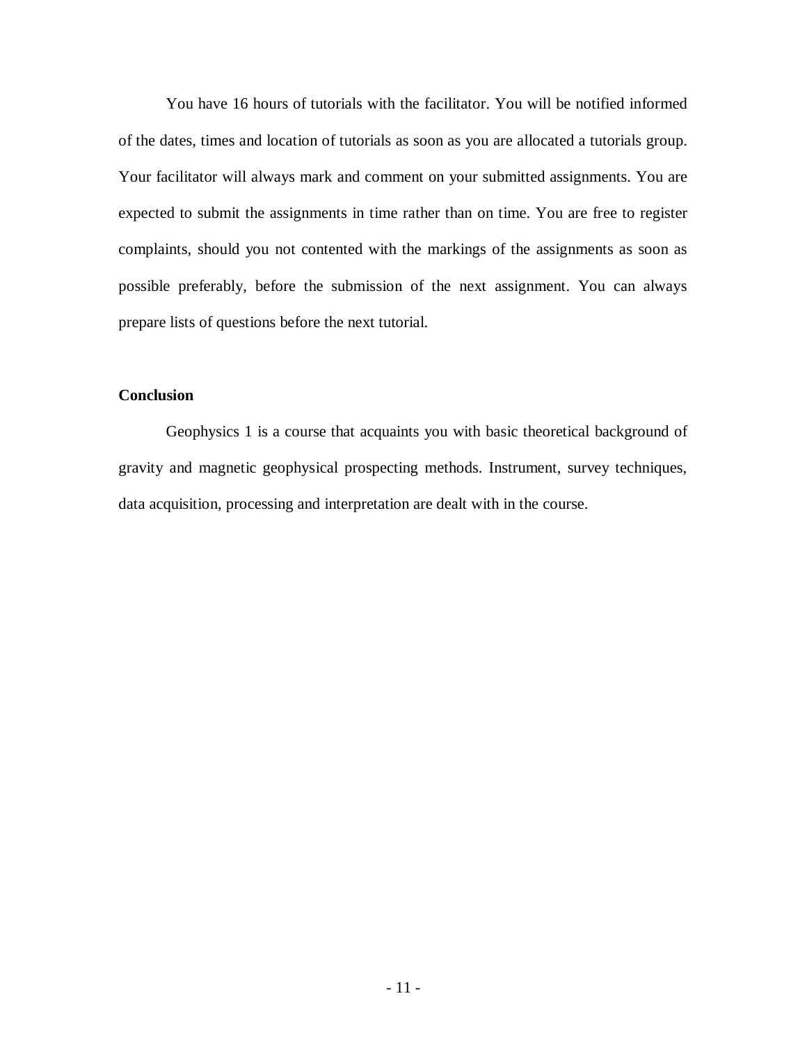You have 16 hours of tutorials with the facilitator. You will be notified informed of the dates, times and location of tutorials as soon as you are allocated a tutorials group. Your facilitator will always mark and comment on your submitted assignments. You are expected to submit the assignments in time rather than on time. You are free to register complaints, should you not contented with the markings of the assignments as soon as possible preferably, before the submission of the next assignment. You can always prepare lists of questions before the next tutorial.

**Conclusion**

Geophysics 1 is a course that acquaints you with basic theoretical background of gravity and magnetic geophysical prospecting methods. Instrument, survey techniques, data acquisition, processing and interpretation are dealt with in the course.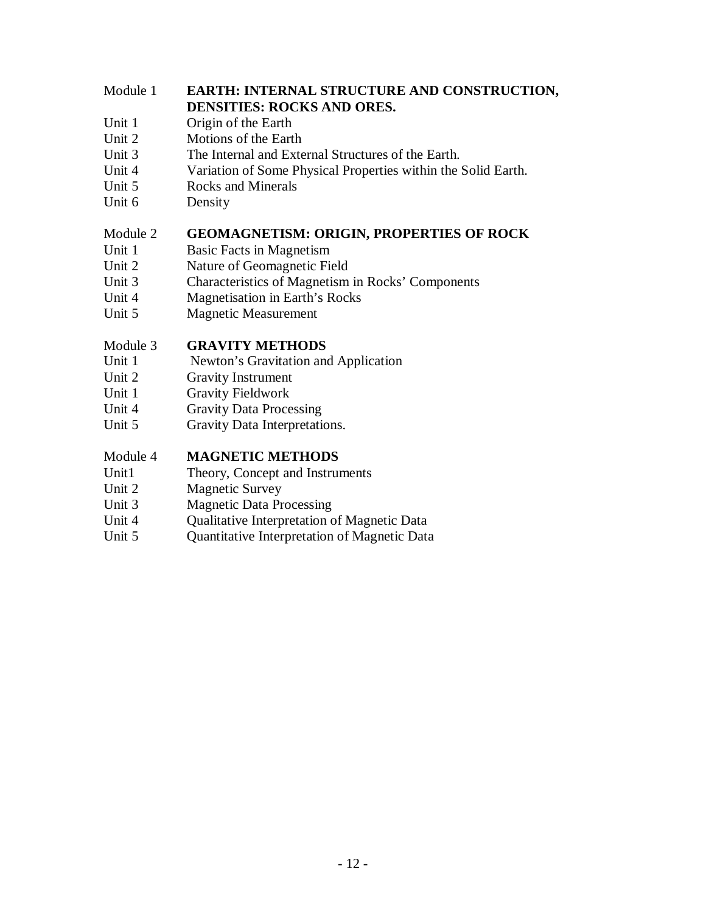Module 1 **EARTH: INTERNAL STRUCTURE AND CONSTRUCTION, DENSITIES: ROCKS AND ORES.**

Unit 1 Origin of the Earth
Unit 2 Motions of the Earth
Unit 3 The Internal and External Structures of the Earth.
Unit 4 Variation of Some Physical Properties within the Solid Earth.
Unit 5 Rocks and Minerals
Unit 6 Density

Module 2 **GEOMAGNETISM: ORIGIN, PROPERTIES OF ROCK**

Unit 1 Basic Facts in Magnetism
Unit 2 Nature of Geomagnetic Field
Unit 3 Characteristics of Magnetism in Rocks' Components
Unit 4 Magnetisation in Earth's Rocks
Unit 5 Magnetic Measurement

Module 3 **GRAVITY METHODS**

Unit 1 Newton's Gravitation and Application
Unit 2 Gravity Instrument
Unit 1 Gravity Fieldwork
Unit 4 Gravity Data Processing
Unit 5 Gravity Data Interpretations.

Module 4 **MAGNETIC METHODS**

Unit1 Theory, Concept and Instruments
Unit 2 Magnetic Survey
Unit 3 Magnetic Data Processing
Unit 4 Qualitative Interpretation of Magnetic Data
Unit 5 Quantitative Interpretation of Magnetic Data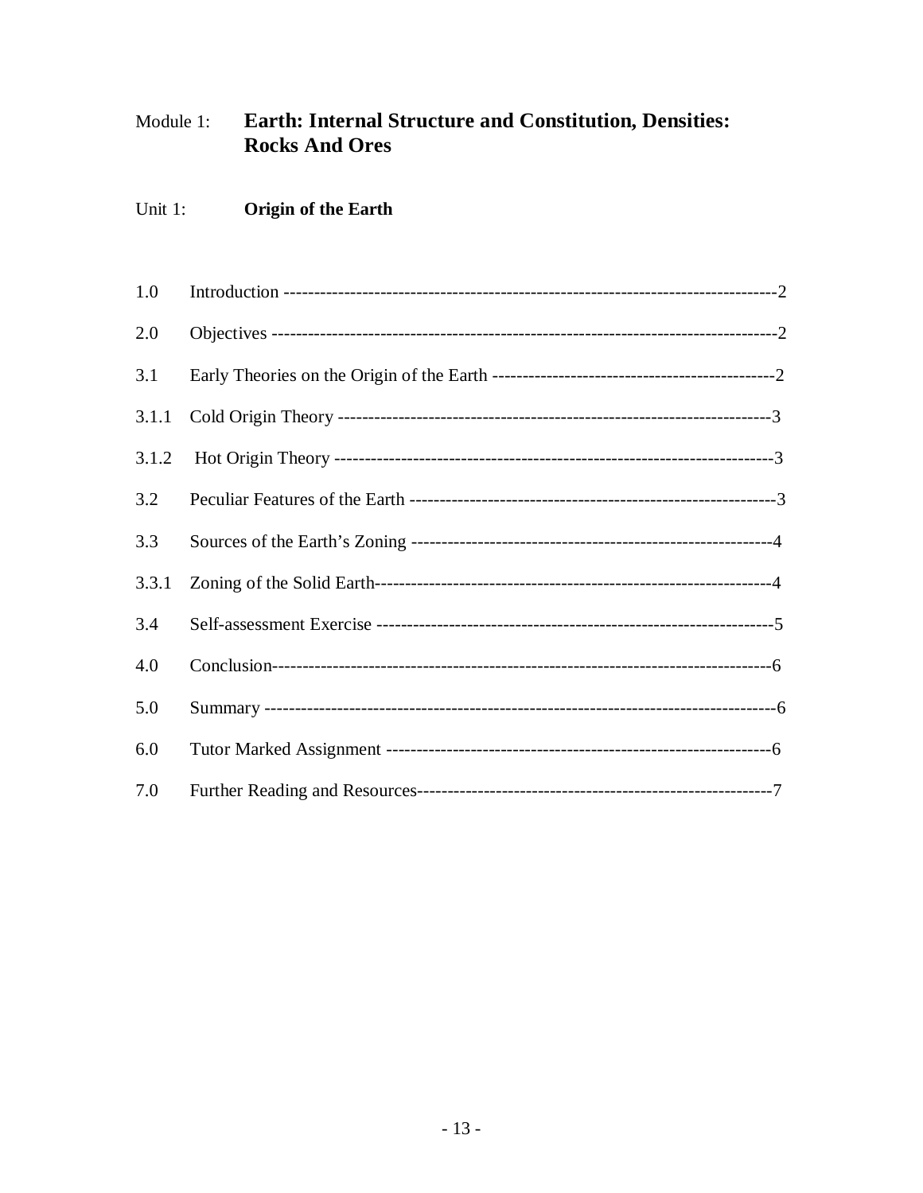Module 1: **Earth: Internal Structure and Constitution, Densities: Rocks And Ores**

Unit 1: **Origin of the Earth**

| | | |
|---|---|---|
| 1.0 | Introduction | 2 |
| 2.0 | Objectives | 2 |
| 3.1 | Early Theories on the Origin of the Earth | 2 |
| 3.1.1 | Cold Origin Theory | 3 |
| 3.1.2 | Hot Origin Theory | 3 |
| 3.2 | Peculiar Features of the Earth | 3 |
| 3.3 | Sources of the Earth's Zoning | 4 |
| 3.3.1 | Zoning of the Solid Earth | 4 |
| 3.4 | Self-assessment Exercise | 5 |
| 4.0 | Conclusion | 6 |
| 5.0 | Summary | 6 |
| 6.0 | Tutor Marked Assignment | 6 |
| 7.0 | Further Reading and Resources | 7 |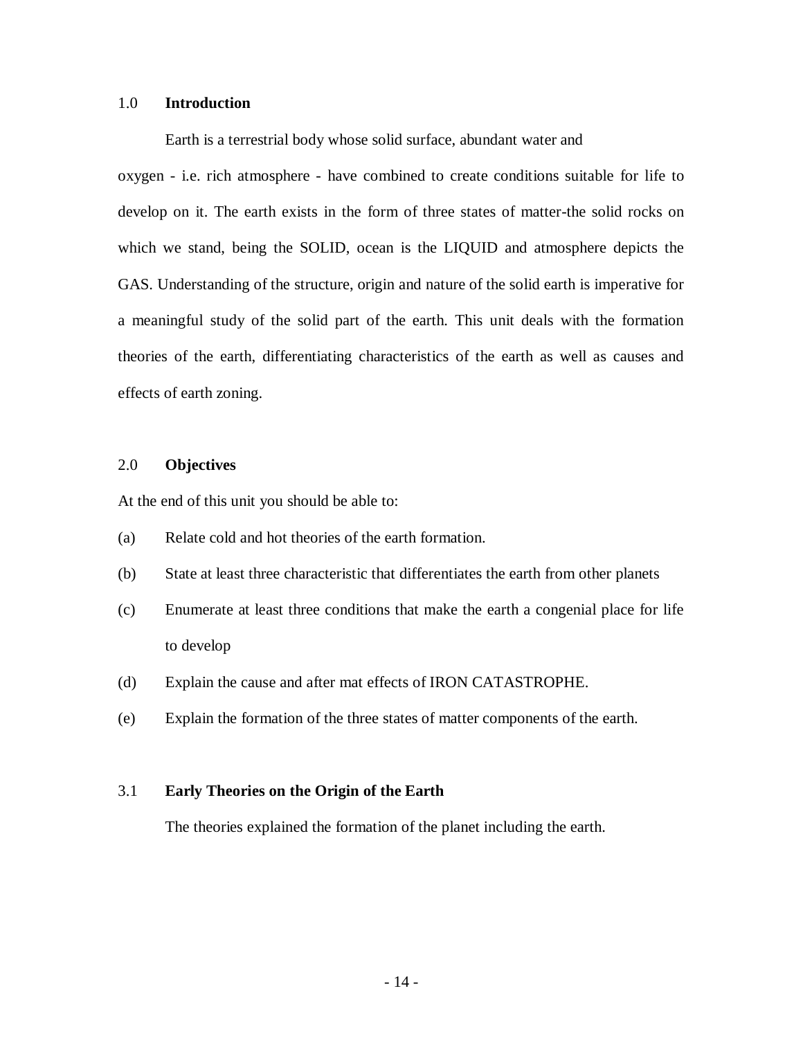## 1.0 Introduction

Earth is a terrestrial body whose solid surface, abundant water and oxygen - i.e. rich atmosphere - have combined to create conditions suitable for life to develop on it. The earth exists in the form of three states of matter-the solid rocks on which we stand, being the SOLID, ocean is the LIQUID and atmosphere depicts the GAS. Understanding of the structure, origin and nature of the solid earth is imperative for a meaningful study of the solid part of the earth. This unit deals with the formation theories of the earth, differentiating characteristics of the earth as well as causes and effects of earth zoning.

## 2.0 Objectives

At the end of this unit you should be able to:

(a) Relate cold and hot theories of the earth formation.

(b) State at least three characteristic that differentiates the earth from other planets

(c) Enumerate at least three conditions that make the earth a congenial place for life to develop

(d) Explain the cause and after mat effects of IRON CATASTROPHE.

(e) Explain the formation of the three states of matter components of the earth.

## 3.1 Early Theories on the Origin of the Earth

The theories explained the formation of the planet including the earth.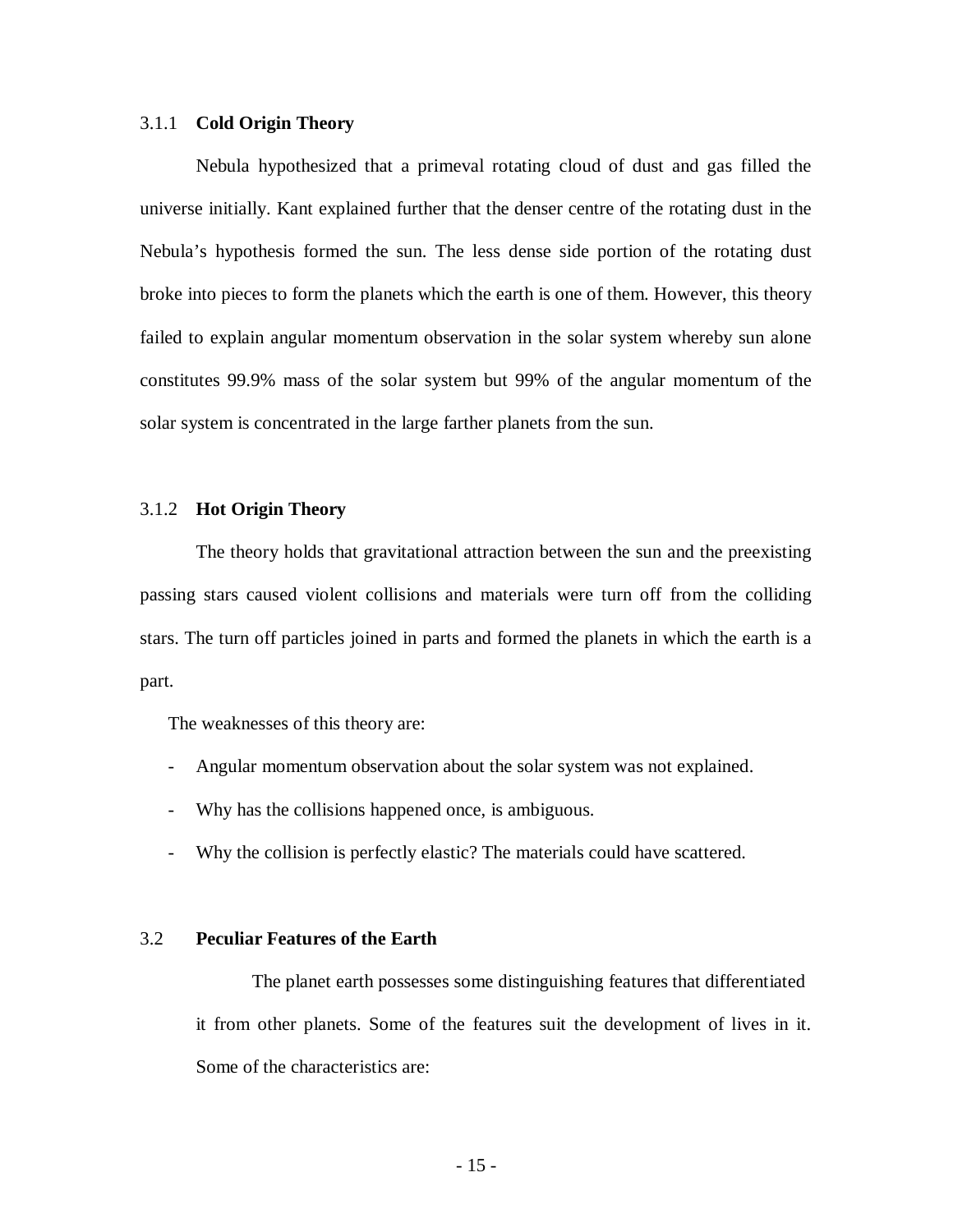### 3.1.1 **Cold Origin Theory**

Nebula hypothesized that a primeval rotating cloud of dust and gas filled the universe initially. Kant explained further that the denser centre of the rotating dust in the Nebula's hypothesis formed the sun. The less dense side portion of the rotating dust broke into pieces to form the planets which the earth is one of them. However, this theory failed to explain angular momentum observation in the solar system whereby sun alone constitutes 99.9% mass of the solar system but 99% of the angular momentum of the solar system is concentrated in the large farther planets from the sun.

### 3.1.2 **Hot Origin Theory**

The theory holds that gravitational attraction between the sun and the preexisting passing stars caused violent collisions and materials were turn off from the colliding stars. The turn off particles joined in parts and formed the planets in which the earth is a part.

The weaknesses of this theory are:

- Angular momentum observation about the solar system was not explained.
- Why has the collisions happened once, is ambiguous.
- Why the collision is perfectly elastic? The materials could have scattered.

## 3.2 **Peculiar Features of the Earth**

The planet earth possesses some distinguishing features that differentiated it from other planets. Some of the features suit the development of lives in it. Some of the characteristics are: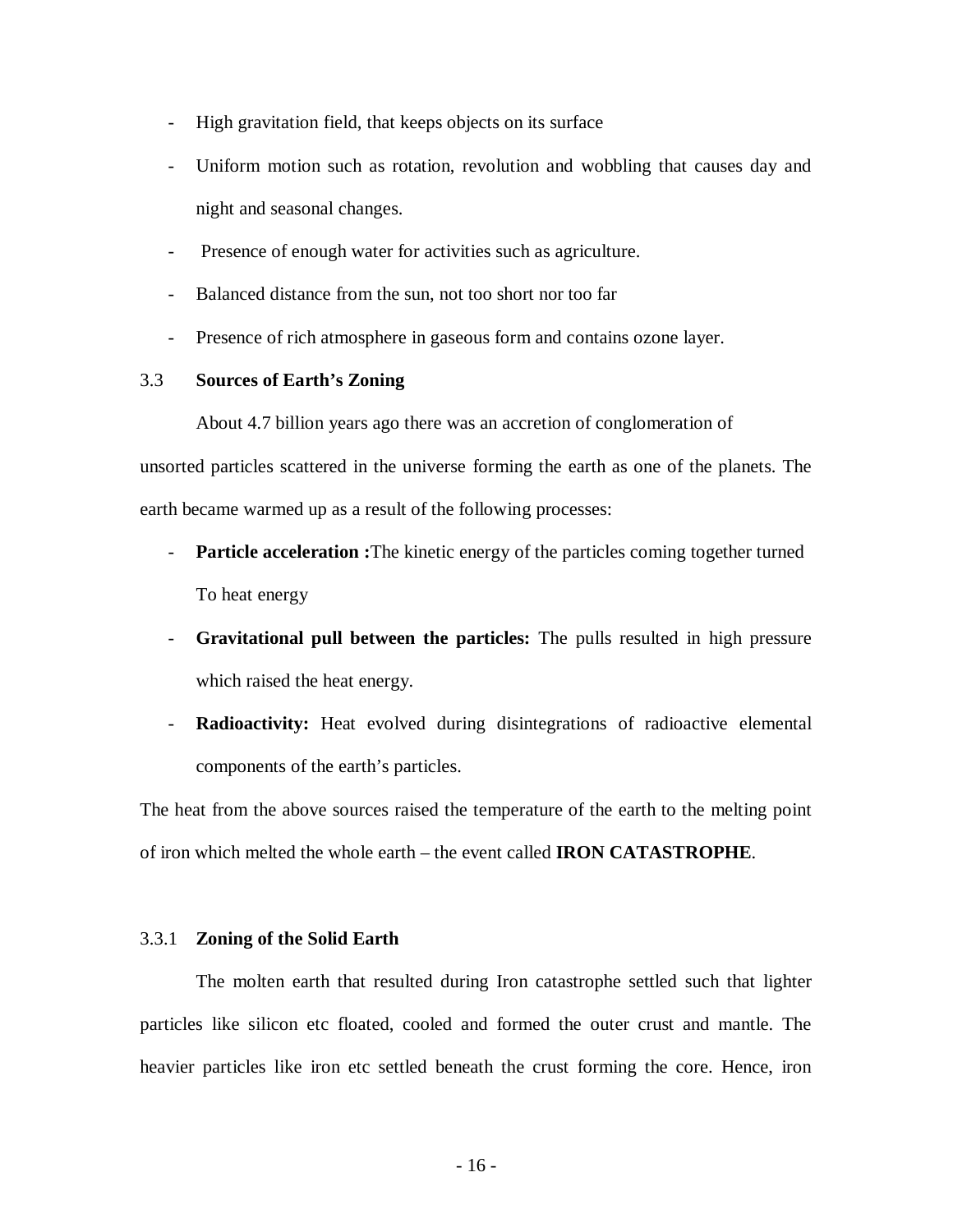- High gravitation field, that keeps objects on its surface
- Uniform motion such as rotation, revolution and wobbling that causes day and night and seasonal changes.
- Presence of enough water for activities such as agriculture.
- Balanced distance from the sun, not too short nor too far
- Presence of rich atmosphere in gaseous form and contains ozone layer.

## 3.3 Sources of Earth's Zoning

About 4.7 billion years ago there was an accretion of conglomeration of unsorted particles scattered in the universe forming the earth as one of the planets. The earth became warmed up as a result of the following processes:

- **Particle acceleration :**The kinetic energy of the particles coming together turned To heat energy
- **Gravitational pull between the particles:** The pulls resulted in high pressure which raised the heat energy.
- **Radioactivity:** Heat evolved during disintegrations of radioactive elemental components of the earth's particles.

The heat from the above sources raised the temperature of the earth to the melting point of iron which melted the whole earth – the event called **IRON CATASTROPHE**.

### 3.3.1 Zoning of the Solid Earth

The molten earth that resulted during Iron catastrophe settled such that lighter particles like silicon etc floated, cooled and formed the outer crust and mantle. The heavier particles like iron etc settled beneath the crust forming the core. Hence, iron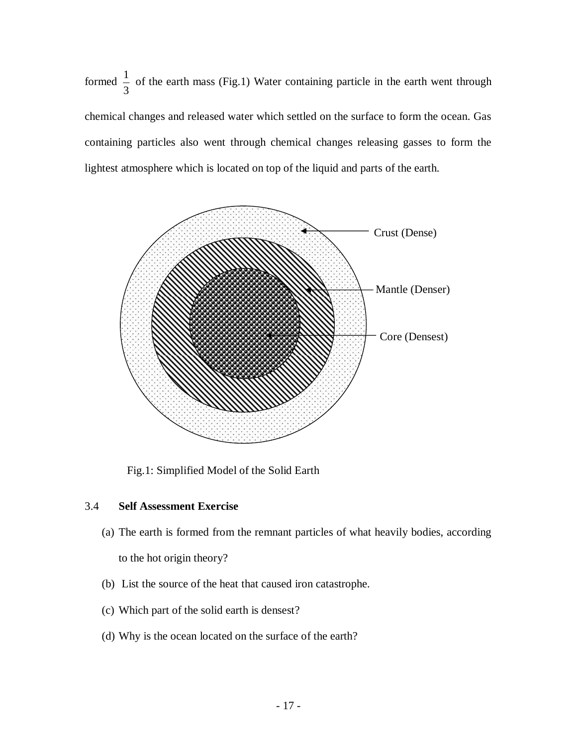formed $\frac{1}{3}$ of the earth mass (Fig.1) Water containing particle in the earth went through chemical changes and released water which settled on the surface to form the ocean. Gas containing particles also went through chemical changes releasing gasses to form the lightest atmosphere which is located on top of the liquid and parts of the earth.

Crust (Dense)

Mantle (Denser)

Core (Densest)

Fig.1: Simplified Model of the Solid Earth

### 3.4 Self Assessment Exercise

(a) The earth is formed from the remnant particles of what heavily bodies, according to the hot origin theory?

(b) List the source of the heat that caused iron catastrophe.

(c) Which part of the solid earth is densest?

(d) Why is the ocean located on the surface of the earth?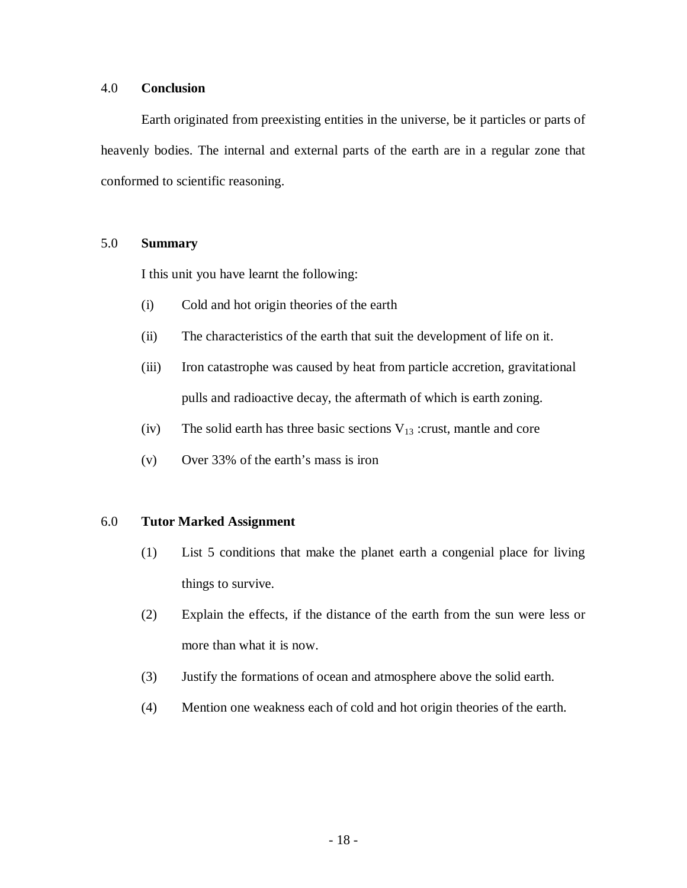## 4.0 Conclusion

Earth originated from preexisting entities in the universe, be it particles or parts of heavenly bodies. The internal and external parts of the earth are in a regular zone that conformed to scientific reasoning.

## 5.0 Summary

I this unit you have learnt the following:

(i) Cold and hot origin theories of the earth

(ii) The characteristics of the earth that suit the development of life on it.

(iii) Iron catastrophe was caused by heat from particle accretion, gravitational pulls and radioactive decay, the aftermath of which is earth zoning.

(iv) The solid earth has three basic sections $V_{13}$ :crust, mantle and core

(v) Over 33% of the earth's mass is iron

## 6.0 Tutor Marked Assignment

(1) List 5 conditions that make the planet earth a congenial place for living things to survive.

(2) Explain the effects, if the distance of the earth from the sun were less or more than what it is now.

(3) Justify the formations of ocean and atmosphere above the solid earth.

(4) Mention one weakness each of cold and hot origin theories of the earth.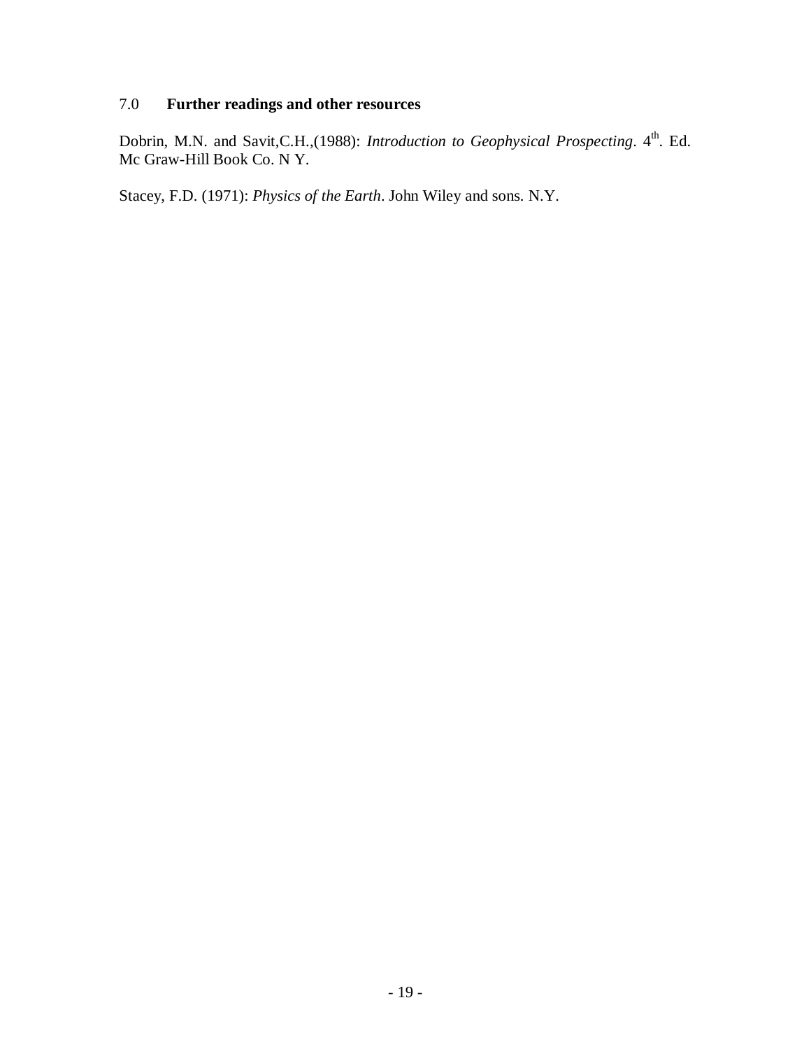## 7.0 **Further readings and other resources**

Dobrin, M.N. and Savit,C.H.,(1988): *Introduction to Geophysical Prospecting*. 4th. Ed. Mc Graw-Hill Book Co. N Y.

Stacey, F.D. (1971): *Physics of the Earth*. John Wiley and sons. N.Y.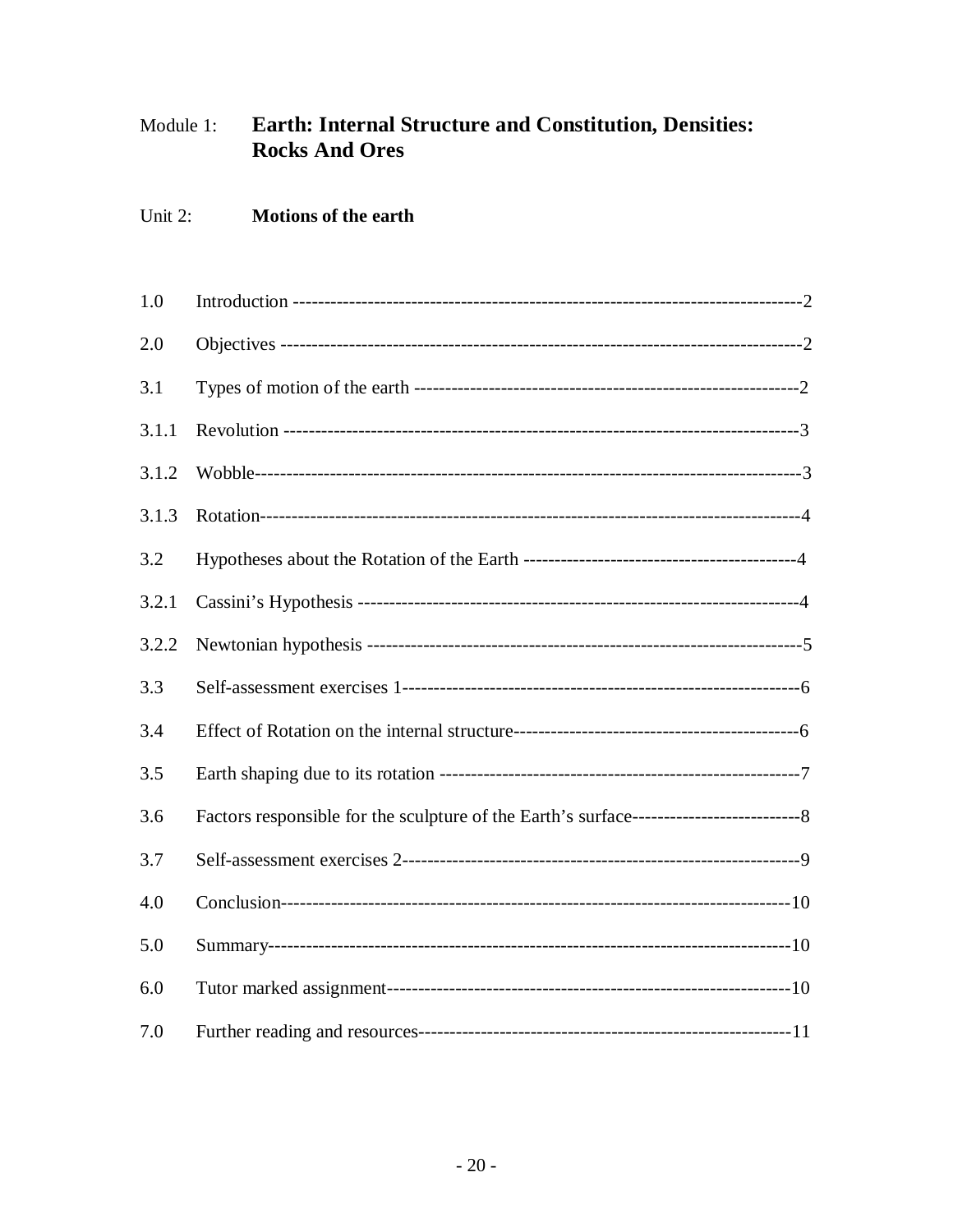Module 1: **Earth: Internal Structure and Constitution, Densities: Rocks And Ores**

Unit 2: **Motions of the earth**

| | | |
|---|---|---|
| 1.0 | Introduction | 2 |
| 2.0 | Objectives | 2 |
| 3.1 | Types of motion of the earth | 2 |
| 3.1.1 | Revolution | 3 |
| 3.1.2 | Wobble | 3 |
| 3.1.3 | Rotation | 4 |
| 3.2 | Hypotheses about the Rotation of the Earth | 4 |
| 3.2.1 | Cassini's Hypothesis | 4 |
| 3.2.2 | Newtonian hypothesis | 5 |
| 3.3 | Self-assessment exercises 1 | 6 |
| 3.4 | Effect of Rotation on the internal structure | 6 |
| 3.5 | Earth shaping due to its rotation | 7 |
| 3.6 | Factors responsible for the sculpture of the Earth's surface | 8 |
| 3.7 | Self-assessment exercises 2 | 9 |
| 4.0 | Conclusion | 10 |
| 5.0 | Summary | 10 |
| 6.0 | Tutor marked assignment | 10 |
| 7.0 | Further reading and resources | 11 |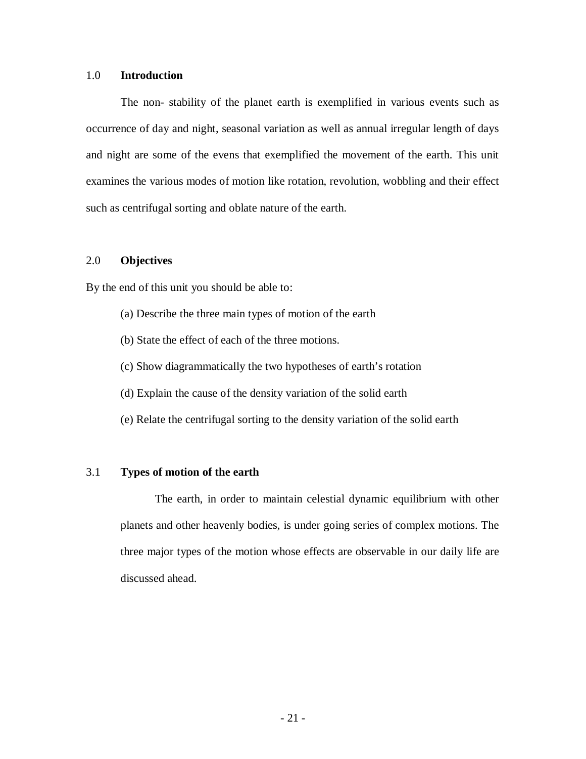## 1.0 Introduction

The non- stability of the planet earth is exemplified in various events such as occurrence of day and night, seasonal variation as well as annual irregular length of days and night are some of the evens that exemplified the movement of the earth. This unit examines the various modes of motion like rotation, revolution, wobbling and their effect such as centrifugal sorting and oblate nature of the earth.

## 2.0 Objectives

By the end of this unit you should be able to:

(a) Describe the three main types of motion of the earth

(b) State the effect of each of the three motions.

(c) Show diagrammatically the two hypotheses of earth's rotation

(d) Explain the cause of the density variation of the solid earth

(e) Relate the centrifugal sorting to the density variation of the solid earth

## 3.1 Types of motion of the earth

The earth, in order to maintain celestial dynamic equilibrium with other planets and other heavenly bodies, is under going series of complex motions. The three major types of the motion whose effects are observable in our daily life are discussed ahead.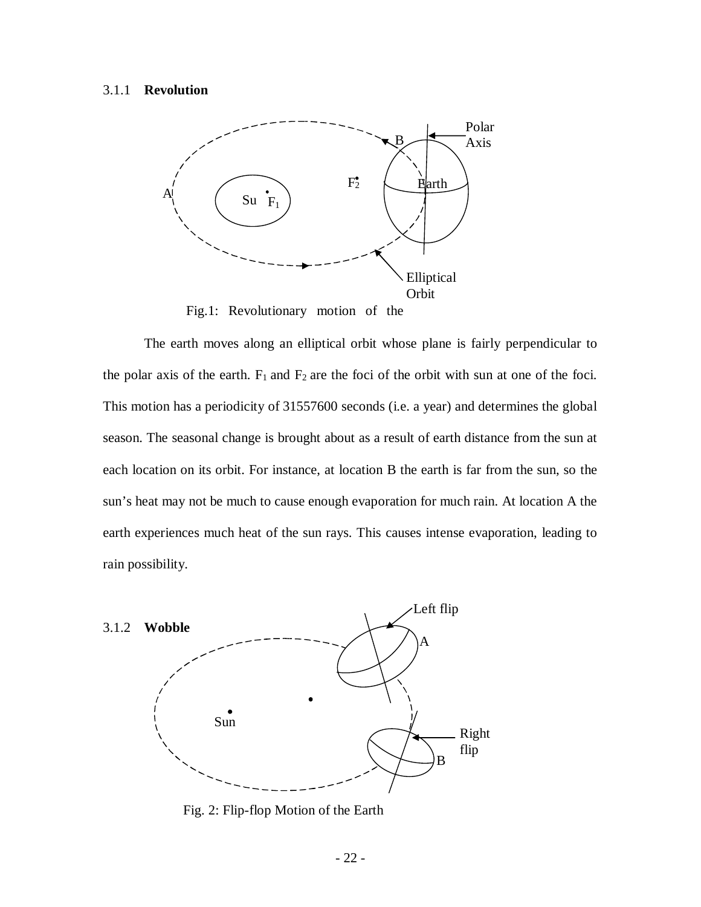### 3.1.1 **Revolution**

Fig.1: Revolutionary motion of the

The earth moves along an elliptical orbit whose plane is fairly perpendicular to the polar axis of the earth. $F_1$ and $F_2$ are the foci of the orbit with sun at one of the foci. This motion has a periodicity of 31557600 seconds (i.e. a year) and determines the global season. The seasonal change is brought about as a result of earth distance from the sun at each location on its orbit. For instance, at location B the earth is far from the sun, so the sun's heat may not be much to cause enough evaporation for much rain. At location A the earth experiences much heat of the sun rays. This causes intense evaporation, leading to rain possibility.

### 3.1.2 **Wobble**

Fig. 2: Flip-flop Motion of the Earth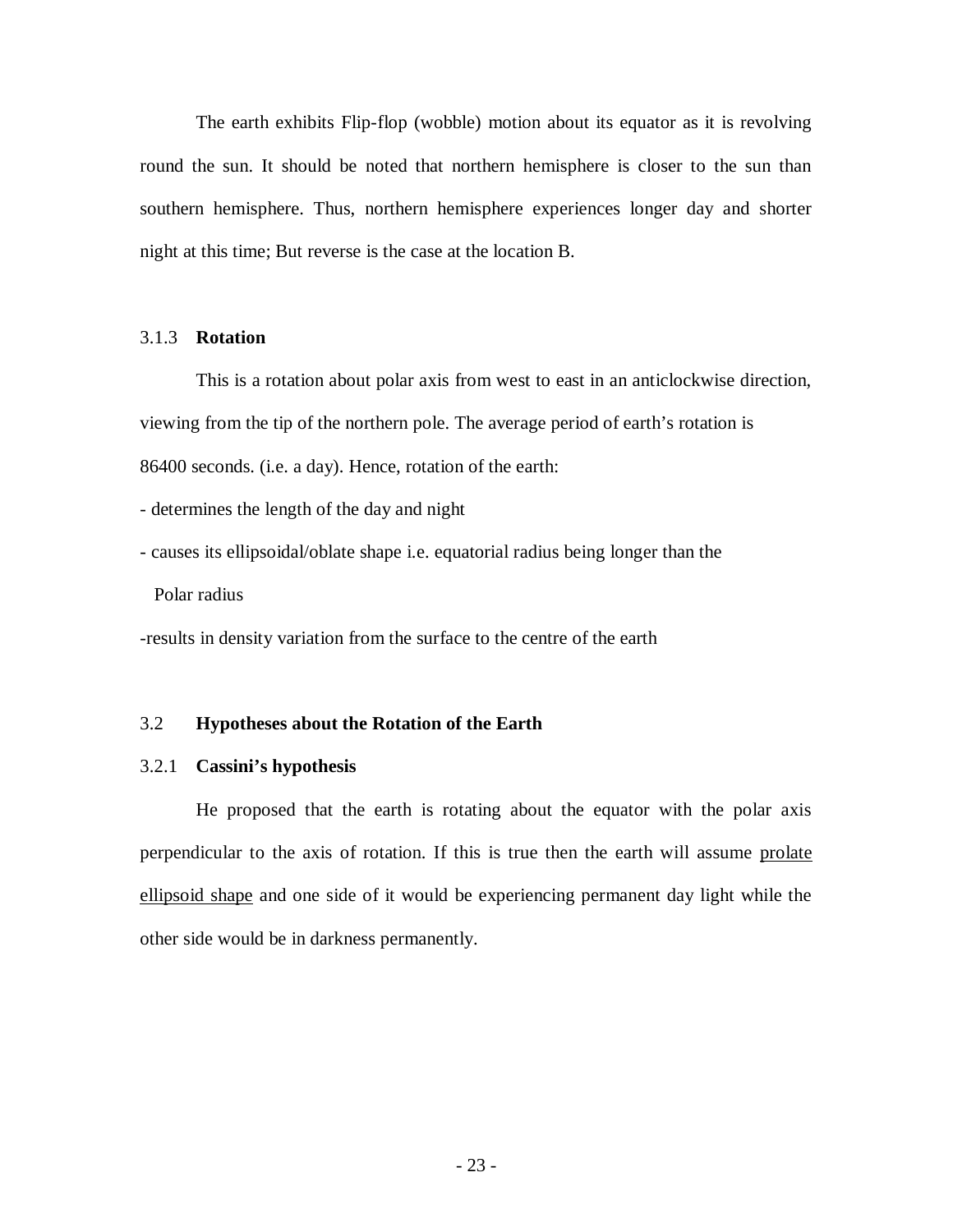The earth exhibits Flip-flop (wobble) motion about its equator as it is revolving round the sun. It should be noted that northern hemisphere is closer to the sun than southern hemisphere. Thus, northern hemisphere experiences longer day and shorter night at this time; But reverse is the case at the location B.

### 3.1.3 **Rotation**

This is a rotation about polar axis from west to east in an anticlockwise direction, viewing from the tip of the northern pole. The average period of earth's rotation is 86400 seconds. (i.e. a day). Hence, rotation of the earth:

- determines the length of the day and night
- causes its ellipsoidal/oblate shape i.e. equatorial radius being longer than the Polar radius
- results in density variation from the surface to the centre of the earth

## 3.2 **Hypotheses about the Rotation of the Earth**

### 3.2.1 **Cassini's hypothesis**

He proposed that the earth is rotating about the equator with the polar axis perpendicular to the axis of rotation. If this is true then the earth will assume <u>prolate ellipsoid shape</u> and one side of it would be experiencing permanent day light while the other side would be in darkness permanently.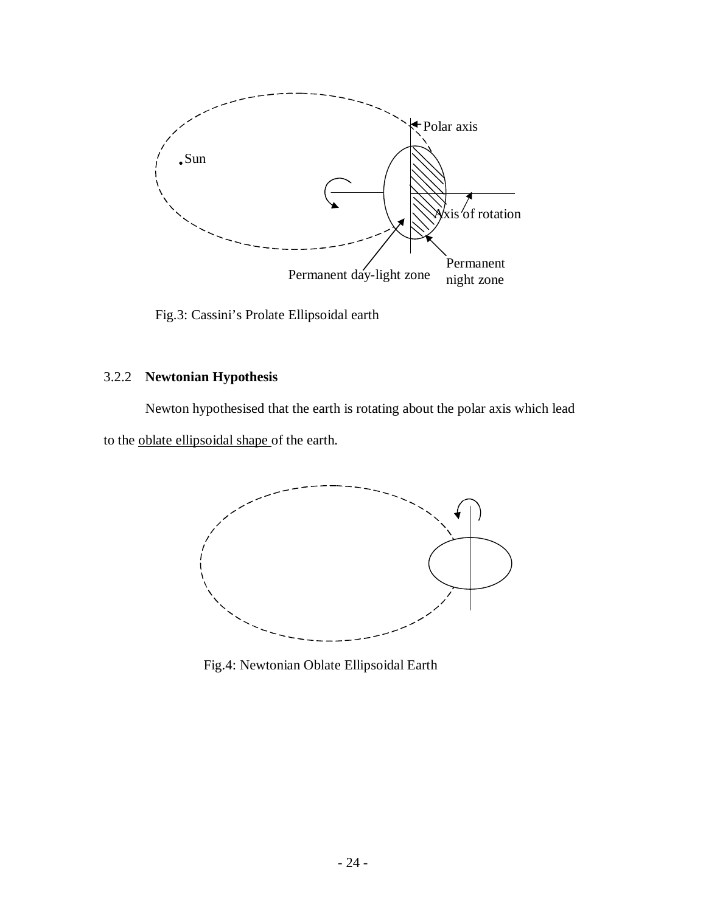Fig.3: Cassini's Prolate Ellipsoidal earth

### 3.2.2 **Newtonian Hypothesis**

Newton hypothesised that the earth is rotating about the polar axis which lead to the oblate ellipsoidal shape of the earth.

Fig.4: Newtonian Oblate Ellipsoidal Earth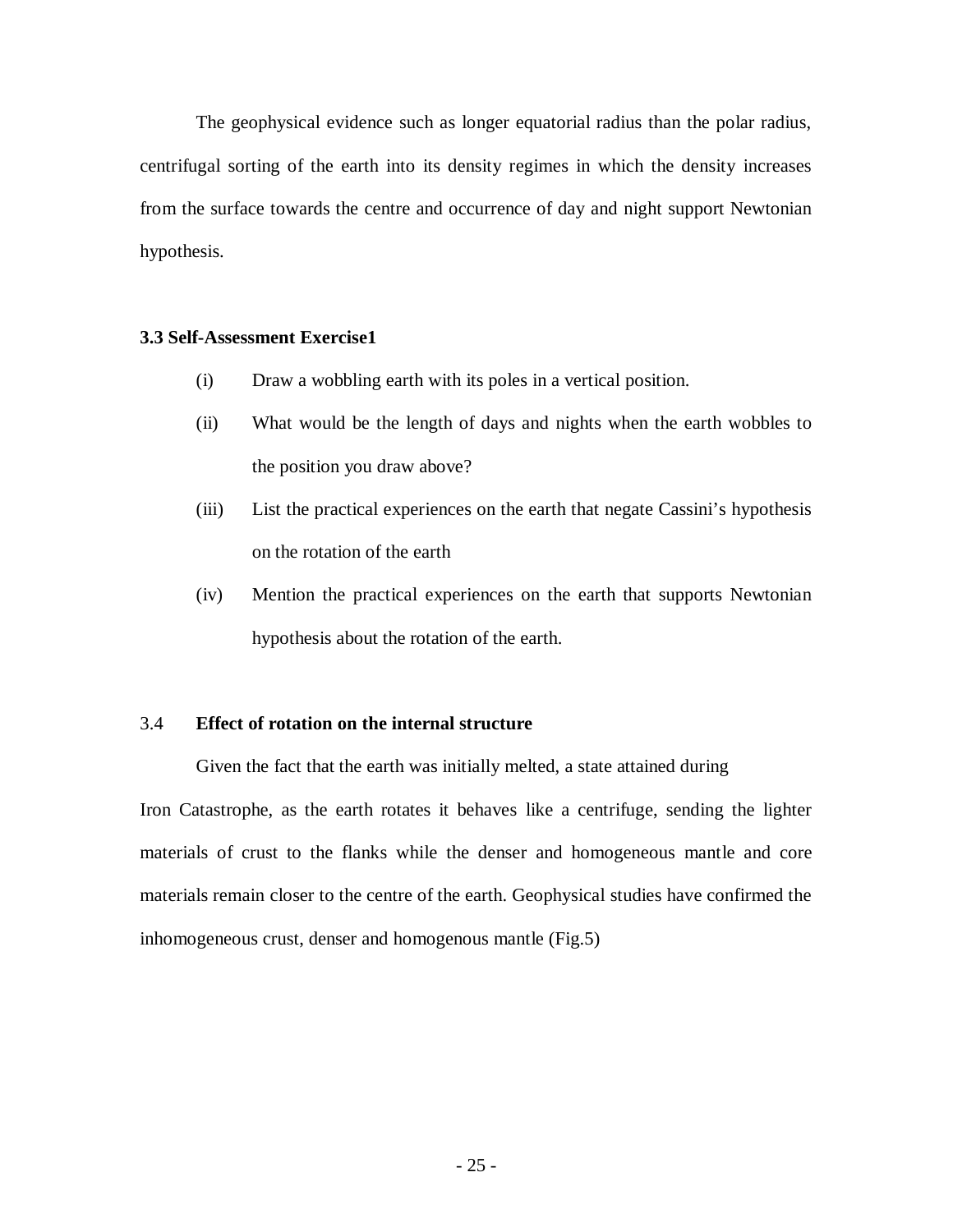The geophysical evidence such as longer equatorial radius than the polar radius, centrifugal sorting of the earth into its density regimes in which the density increases from the surface towards the centre and occurrence of day and night support Newtonian hypothesis.

**3.3 Self-Assessment Exercise1**

(i) Draw a wobbling earth with its poles in a vertical position.

(ii) What would be the length of days and nights when the earth wobbles to the position you draw above?

(iii) List the practical experiences on the earth that negate Cassini's hypothesis on the rotation of the earth

(iv) Mention the practical experiences on the earth that supports Newtonian hypothesis about the rotation of the earth.

## 3.4 **Effect of rotation on the internal structure**

Given the fact that the earth was initially melted, a state attained during Iron Catastrophe, as the earth rotates it behaves like a centrifuge, sending the lighter materials of crust to the flanks while the denser and homogeneous mantle and core materials remain closer to the centre of the earth. Geophysical studies have confirmed the inhomogeneous crust, denser and homogenous mantle (Fig.5)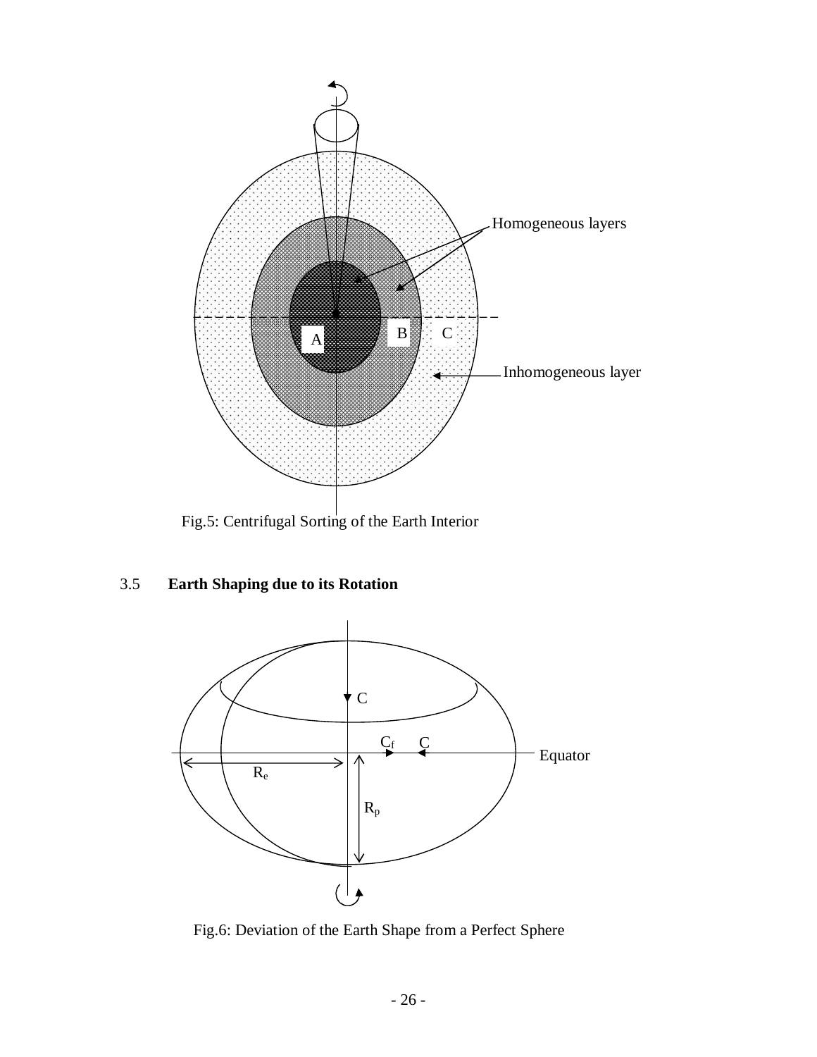Fig.5: Centrifugal Sorting of the Earth Interior

## 3.5 Earth Shaping due to its Rotation

Fig.6: Deviation of the Earth Shape from a Perfect Sphere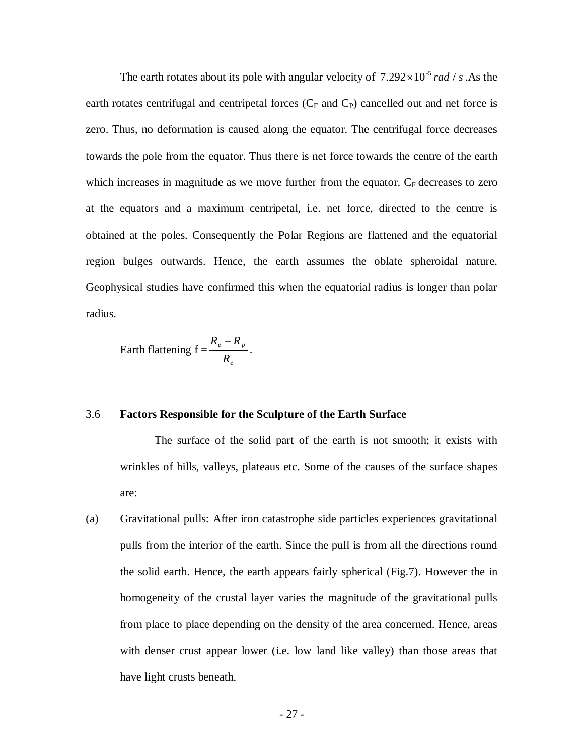The earth rotates about its pole with angular velocity of $7.292 \times 10^{-5}\ rad/s$. As the earth rotates centrifugal and centripetal forces ($C_F$ and $C_P$) cancelled out and net force is zero. Thus, no deformation is caused along the equator. The centrifugal force decreases towards the pole from the equator. Thus there is net force towards the centre of the earth which increases in magnitude as we move further from the equator. $C_F$ decreases to zero at the equators and a maximum centripetal, i.e. net force, directed to the centre is obtained at the poles. Consequently the Polar Regions are flattened and the equatorial region bulges outwards. Hence, the earth assumes the oblate spheroidal nature. Geophysical studies have confirmed this when the equatorial radius is longer than polar radius.

Earth flattening $f = \dfrac{R_e - R_p}{R_e}$.

### 3.6 Factors Responsible for the Sculpture of the Earth Surface

The surface of the solid part of the earth is not smooth; it exists with wrinkles of hills, valleys, plateaus etc. Some of the causes of the surface shapes are:

(a) Gravitational pulls: After iron catastrophe side particles experiences gravitational pulls from the interior of the earth. Since the pull is from all the directions round the solid earth. Hence, the earth appears fairly spherical (Fig.7). However the in homogeneity of the crustal layer varies the magnitude of the gravitational pulls from place to place depending on the density of the area concerned. Hence, areas with denser crust appear lower (i.e. low land like valley) than those areas that have light crusts beneath.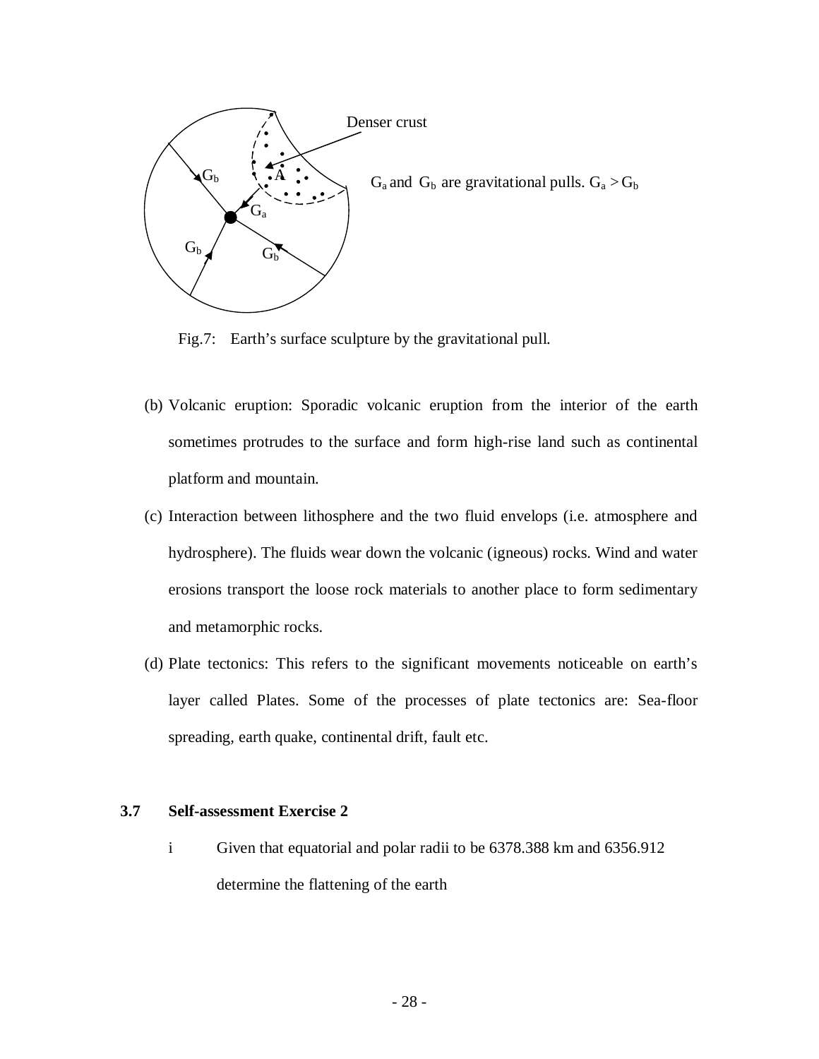Denser crust

$G_a$ and $G_b$ are gravitational pulls. $G_a > G_b$

Fig.7: Earth's surface sculpture by the gravitational pull.

(b) Volcanic eruption: Sporadic volcanic eruption from the interior of the earth sometimes protrudes to the surface and form high-rise land such as continental platform and mountain.

(c) Interaction between lithosphere and the two fluid envelops (i.e. atmosphere and hydrosphere). The fluids wear down the volcanic (igneous) rocks. Wind and water erosions transport the loose rock materials to another place to form sedimentary and metamorphic rocks.

(d) Plate tectonics: This refers to the significant movements noticeable on earth's layer called Plates. Some of the processes of plate tectonics are: Sea-floor spreading, earth quake, continental drift, fault etc.

### 3.7 Self-assessment Exercise 2

i Given that equatorial and polar radii to be 6378.388 km and 6356.912 determine the flattening of the earth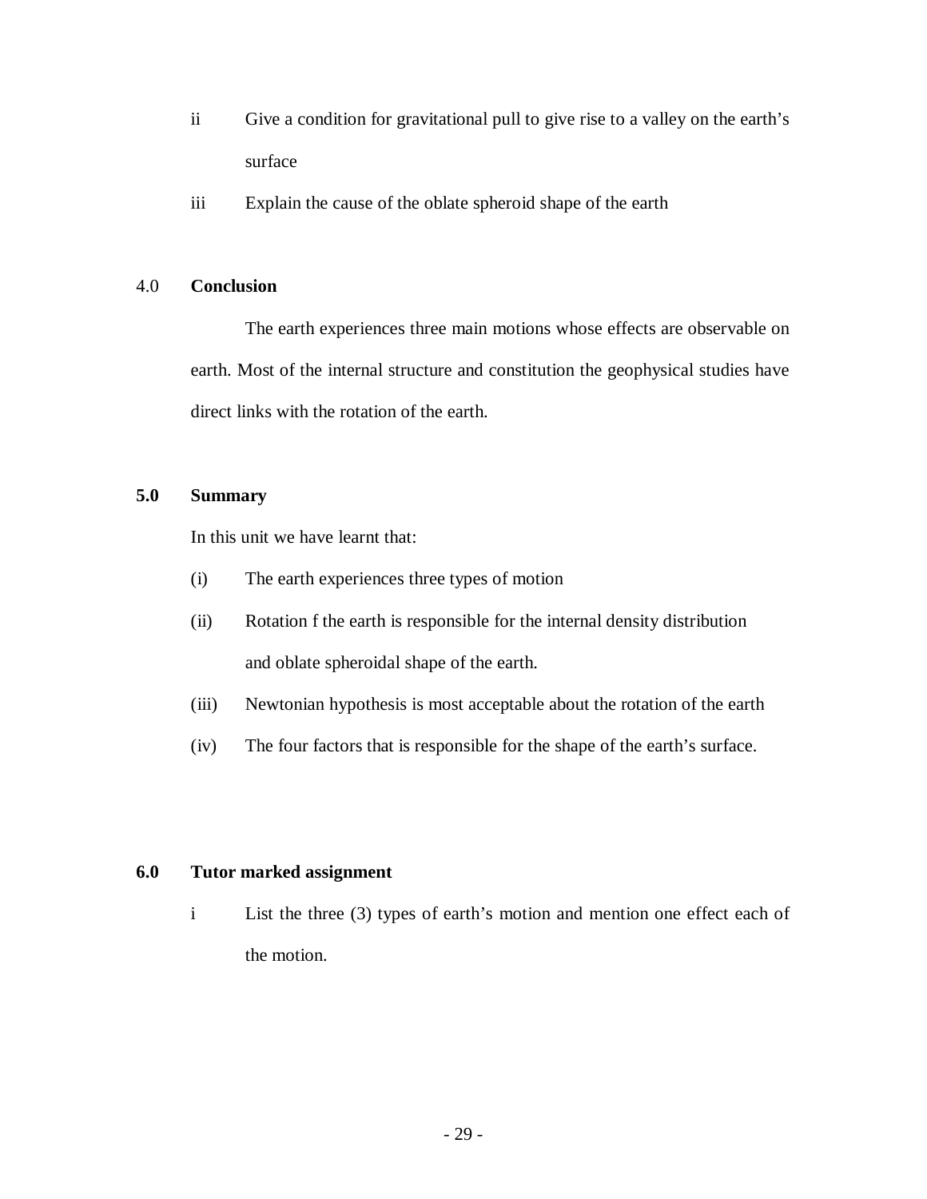ii Give a condition for gravitational pull to give rise to a valley on the earth's surface

iii Explain the cause of the oblate spheroid shape of the earth

## 4.0 Conclusion

The earth experiences three main motions whose effects are observable on earth. Most of the internal structure and constitution the geophysical studies have direct links with the rotation of the earth.

## 5.0 Summary

In this unit we have learnt that:

(i) The earth experiences three types of motion

(ii) Rotation f the earth is responsible for the internal density distribution and oblate spheroidal shape of the earth.

(iii) Newtonian hypothesis is most acceptable about the rotation of the earth

(iv) The four factors that is responsible for the shape of the earth's surface.

## 6.0 Tutor marked assignment

i List the three (3) types of earth's motion and mention one effect each of the motion.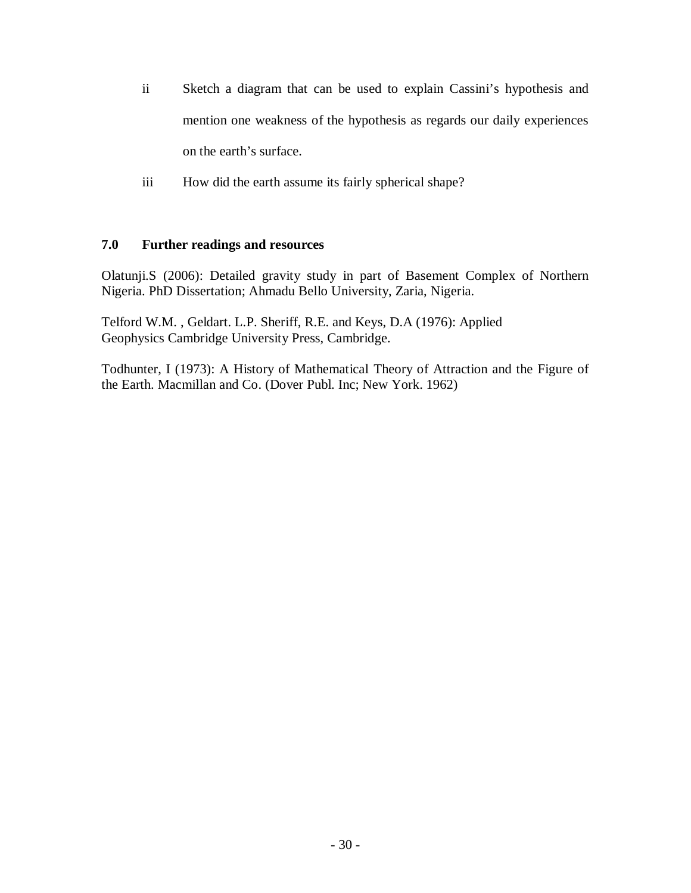ii. Sketch a diagram that can be used to explain Cassini's hypothesis and mention one weakness of the hypothesis as regards our daily experiences on the earth's surface.

iii. How did the earth assume its fairly spherical shape?

## 7.0 Further readings and resources

Olatunji.S (2006): Detailed gravity study in part of Basement Complex of Northern Nigeria. PhD Dissertation; Ahmadu Bello University, Zaria, Nigeria.

Telford W.M. , Geldart. L.P. Sheriff, R.E. and Keys, D.A (1976): Applied Geophysics Cambridge University Press, Cambridge.

Todhunter, I (1973): A History of Mathematical Theory of Attraction and the Figure of the Earth. Macmillan and Co. (Dover Publ. Inc; New York. 1962)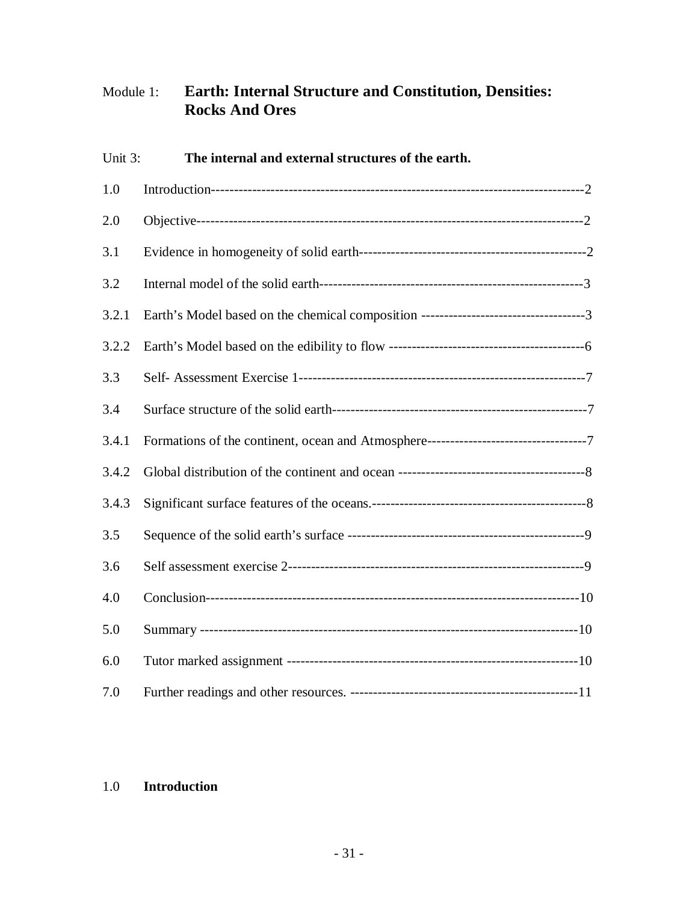Module 1: **Earth: Internal Structure and Constitution, Densities: Rocks And Ores**

Unit 3: **The internal and external structures of the earth.**

| | | |
|---|---|---|
| 1.0 | Introduction | 2 |
| 2.0 | Objective | 2 |
| 3.1 | Evidence in homogeneity of solid earth | 2 |
| 3.2 | Internal model of the solid earth | 3 |
| 3.2.1 | Earth's Model based on the chemical composition | 3 |
| 3.2.2 | Earth's Model based on the edibility to flow | 6 |
| 3.3 | Self- Assessment Exercise 1 | 7 |
| 3.4 | Surface structure of the solid earth | 7 |
| 3.4.1 | Formations of the continent, ocean and Atmosphere | 7 |
| 3.4.2 | Global distribution of the continent and ocean | 8 |
| 3.4.3 | Significant surface features of the oceans. | 8 |
| 3.5 | Sequence of the solid earth's surface | 9 |
| 3.6 | Self assessment exercise 2 | 9 |
| 4.0 | Conclusion | 10 |
| 5.0 | Summary | 10 |
| 6.0 | Tutor marked assignment | 10 |
| 7.0 | Further readings and other resources. | 11 |

## 1.0 Introduction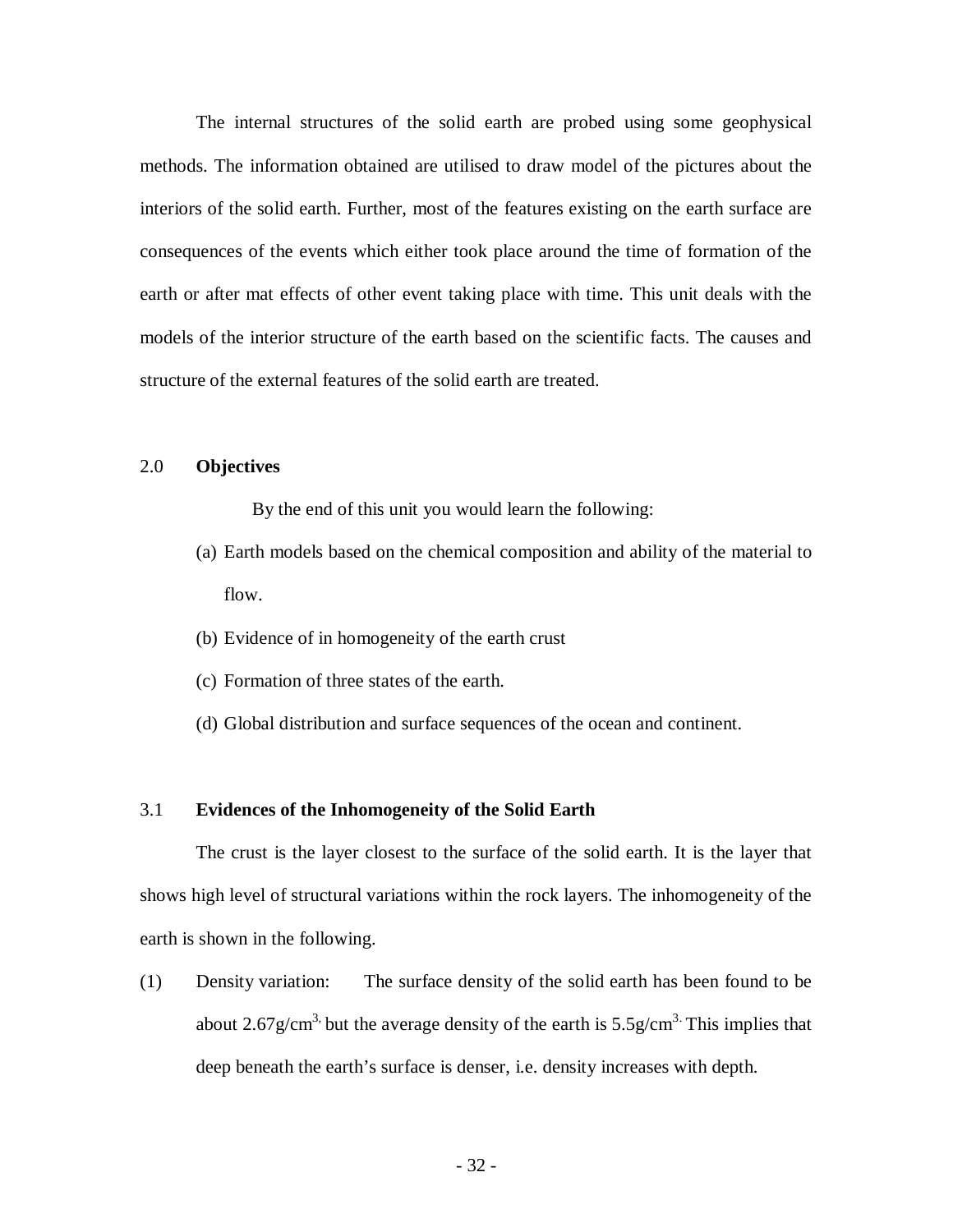The internal structures of the solid earth are probed using some geophysical methods. The information obtained are utilised to draw model of the pictures about the interiors of the solid earth. Further, most of the features existing on the earth surface are consequences of the events which either took place around the time of formation of the earth or after mat effects of other event taking place with time. This unit deals with the models of the interior structure of the earth based on the scientific facts. The causes and structure of the external features of the solid earth are treated.

## 2.0 **Objectives**

By the end of this unit you would learn the following:

(a) Earth models based on the chemical composition and ability of the material to flow.

(b) Evidence of in homogeneity of the earth crust

(c) Formation of three states of the earth.

(d) Global distribution and surface sequences of the ocean and continent.

## 3.1 **Evidences of the Inhomogeneity of the Solid Earth**

The crust is the layer closest to the surface of the solid earth. It is the layer that shows high level of structural variations within the rock layers. The inhomogeneity of the earth is shown in the following.

(1) Density variation: The surface density of the solid earth has been found to be about $2.67 g/cm^{3,}$ but the average density of the earth is $5.5 g/cm^{3.}$ This implies that deep beneath the earth's surface is denser, i.e. density increases with depth.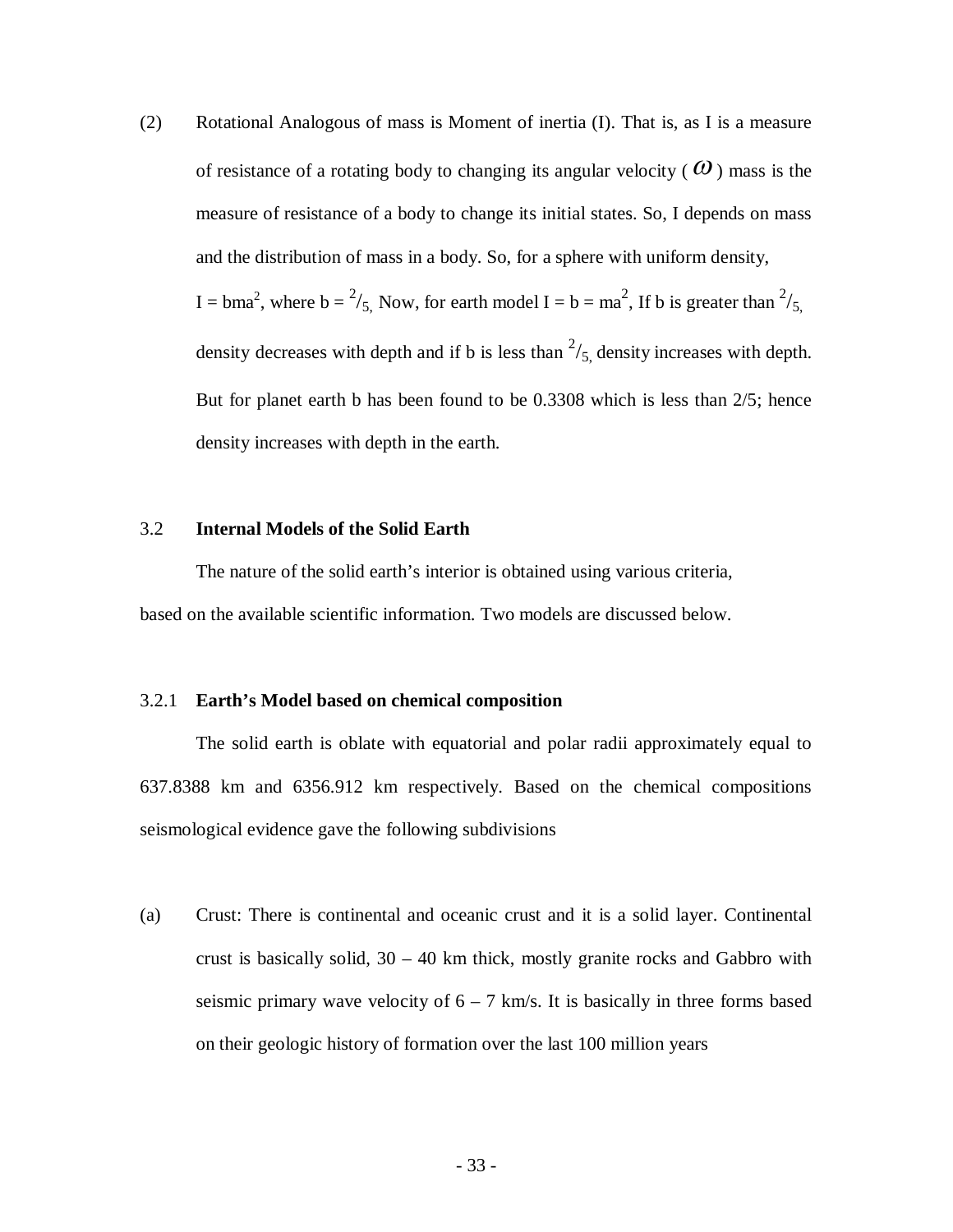(2) Rotational Analogous of mass is Moment of inertia (I). That is, as I is a measure of resistance of a rotating body to changing its angular velocity ($\omega$) mass is the measure of resistance of a body to change its initial states. So, I depends on mass and the distribution of mass in a body. So, for a sphere with uniform density, $I = bma^2$, where $b = {}^2/_5$. Now, for earth model $I = b = ma^2$, If b is greater than ${}^2/_5$, density decreases with depth and if b is less than ${}^2/_5$, density increases with depth. But for planet earth b has been found to be 0.3308 which is less than 2/5; hence density increases with depth in the earth.

### 3.2 Internal Models of the Solid Earth

The nature of the solid earth's interior is obtained using various criteria, based on the available scientific information. Two models are discussed below.

#### 3.2.1 Earth's Model based on chemical composition

The solid earth is oblate with equatorial and polar radii approximately equal to 637.8388 km and 6356.912 km respectively. Based on the chemical compositions seismological evidence gave the following subdivisions

(a) Crust: There is continental and oceanic crust and it is a solid layer. Continental crust is basically solid, 30 – 40 km thick, mostly granite rocks and Gabbro with seismic primary wave velocity of 6 – 7 km/s. It is basically in three forms based on their geologic history of formation over the last 100 million years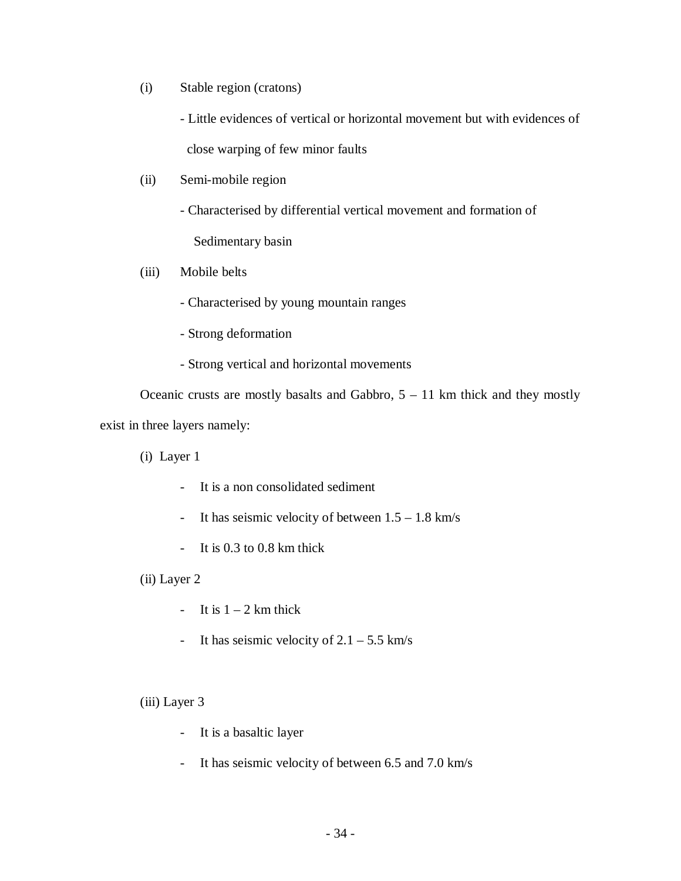(i) Stable region (cratons)

- Little evidences of vertical or horizontal movement but with evidences of close warping of few minor faults

(ii) Semi-mobile region

- Characterised by differential vertical movement and formation of Sedimentary basin

(iii) Mobile belts

- Characterised by young mountain ranges
- Strong deformation
- Strong vertical and horizontal movements

Oceanic crusts are mostly basalts and Gabbro, 5 – 11 km thick and they mostly exist in three layers namely:

(i) Layer 1

- It is a non consolidated sediment
- It has seismic velocity of between 1.5 – 1.8 km/s
- It is 0.3 to 0.8 km thick

(ii) Layer 2

- It is 1 – 2 km thick
- It has seismic velocity of 2.1 – 5.5 km/s

(iii) Layer 3

- It is a basaltic layer
- It has seismic velocity of between 6.5 and 7.0 km/s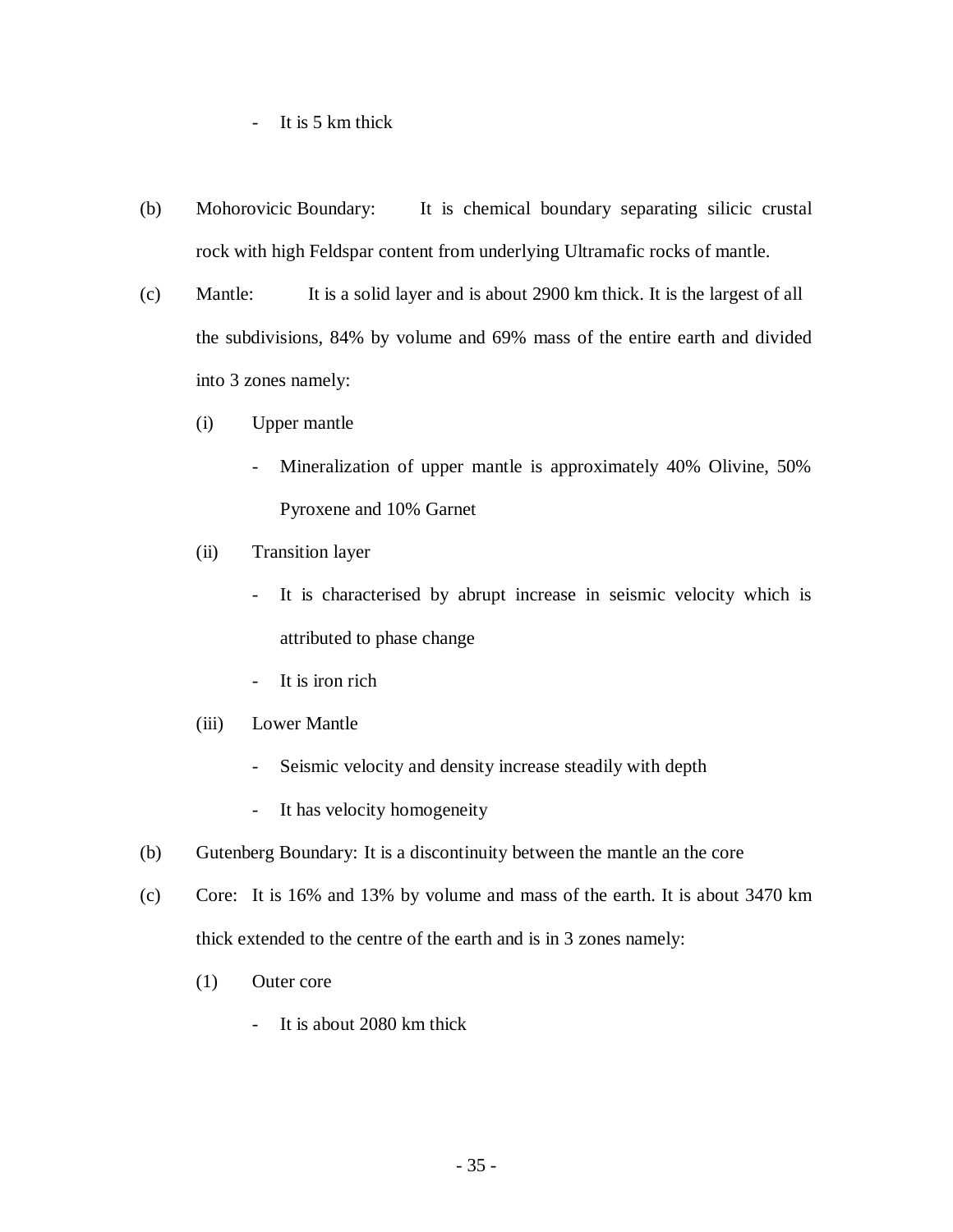- It is 5 km thick

(b) Mohorovicic Boundary: It is chemical boundary separating silicic crustal rock with high Feldspar content from underlying Ultramafic rocks of mantle.

(c) Mantle: It is a solid layer and is about 2900 km thick. It is the largest of all the subdivisions, 84% by volume and 69% mass of the entire earth and divided into 3 zones namely:

  (i) Upper mantle

    - Mineralization of upper mantle is approximately 40% Olivine, 50% Pyroxene and 10% Garnet

  (ii) Transition layer

    - It is characterised by abrupt increase in seismic velocity which is attributed to phase change
    - It is iron rich

  (iii) Lower Mantle

    - Seismic velocity and density increase steadily with depth
    - It has velocity homogeneity

(b) Gutenberg Boundary: It is a discontinuity between the mantle an the core

(c) Core: It is 16% and 13% by volume and mass of the earth. It is about 3470 km thick extended to the centre of the earth and is in 3 zones namely:

  (1) Outer core

    - It is about 2080 km thick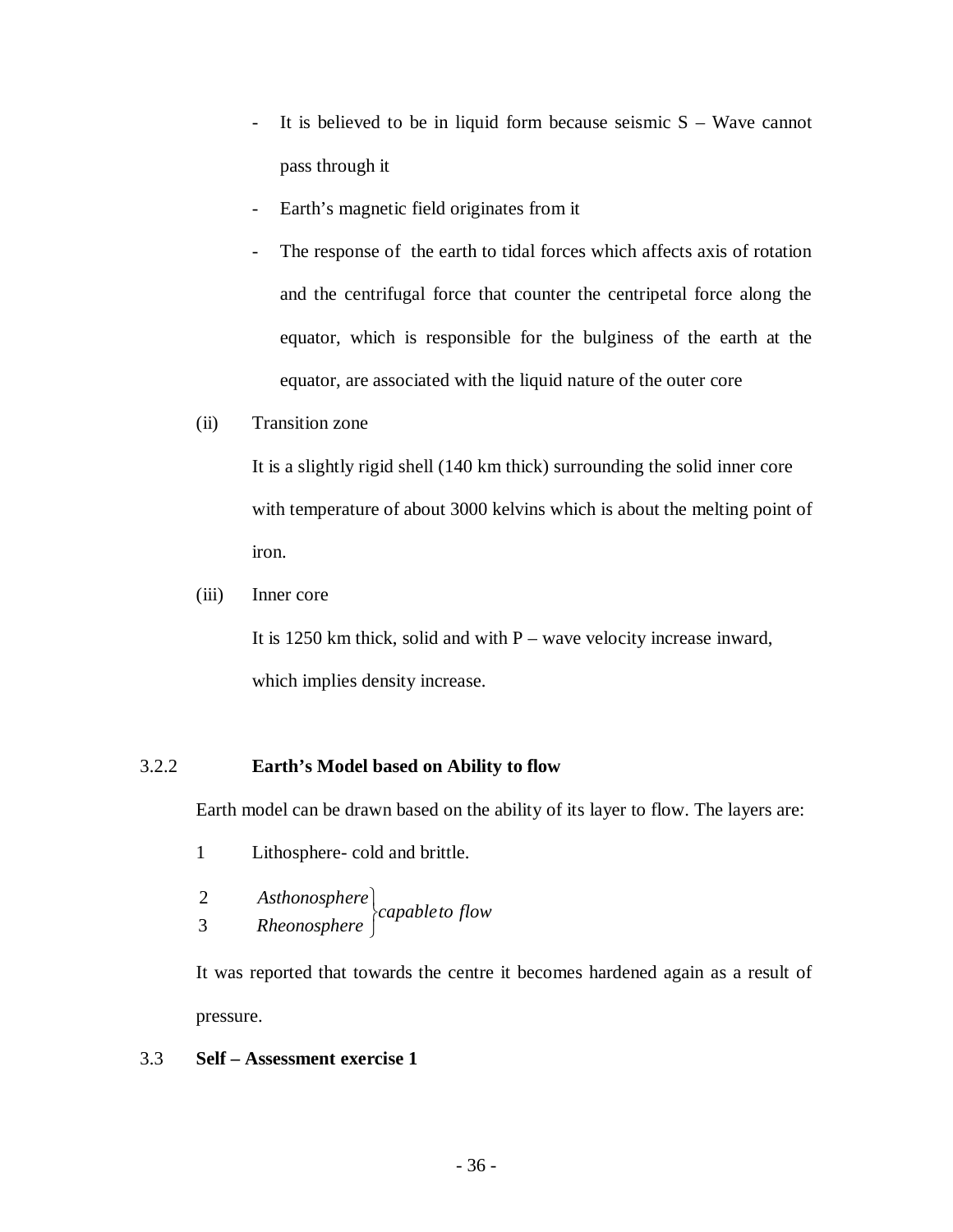- It is believed to be in liquid form because seismic S – Wave cannot pass through it
- Earth's magnetic field originates from it
- The response of the earth to tidal forces which affects axis of rotation and the centrifugal force that counter the centripetal force along the equator, which is responsible for the bulginess of the earth at the equator, are associated with the liquid nature of the outer core

(ii) Transition zone

It is a slightly rigid shell (140 km thick) surrounding the solid inner core with temperature of about 3000 kelvins which is about the melting point of iron.

(iii) Inner core

It is 1250 km thick, solid and with P – wave velocity increase inward, which implies density increase.

### 3.2.2 Earth's Model based on Ability to flow

Earth model can be drawn based on the ability of its layer to flow. The layers are:

1 Lithosphere- cold and brittle.

$$\begin{matrix} 2 & Asthonosphere \\ 3 & Rheonosphere \end{matrix} \left. \right\} capable\ to\ flow$$

It was reported that towards the centre it becomes hardened again as a result of pressure.

## 3.3 Self – Assessment exercise 1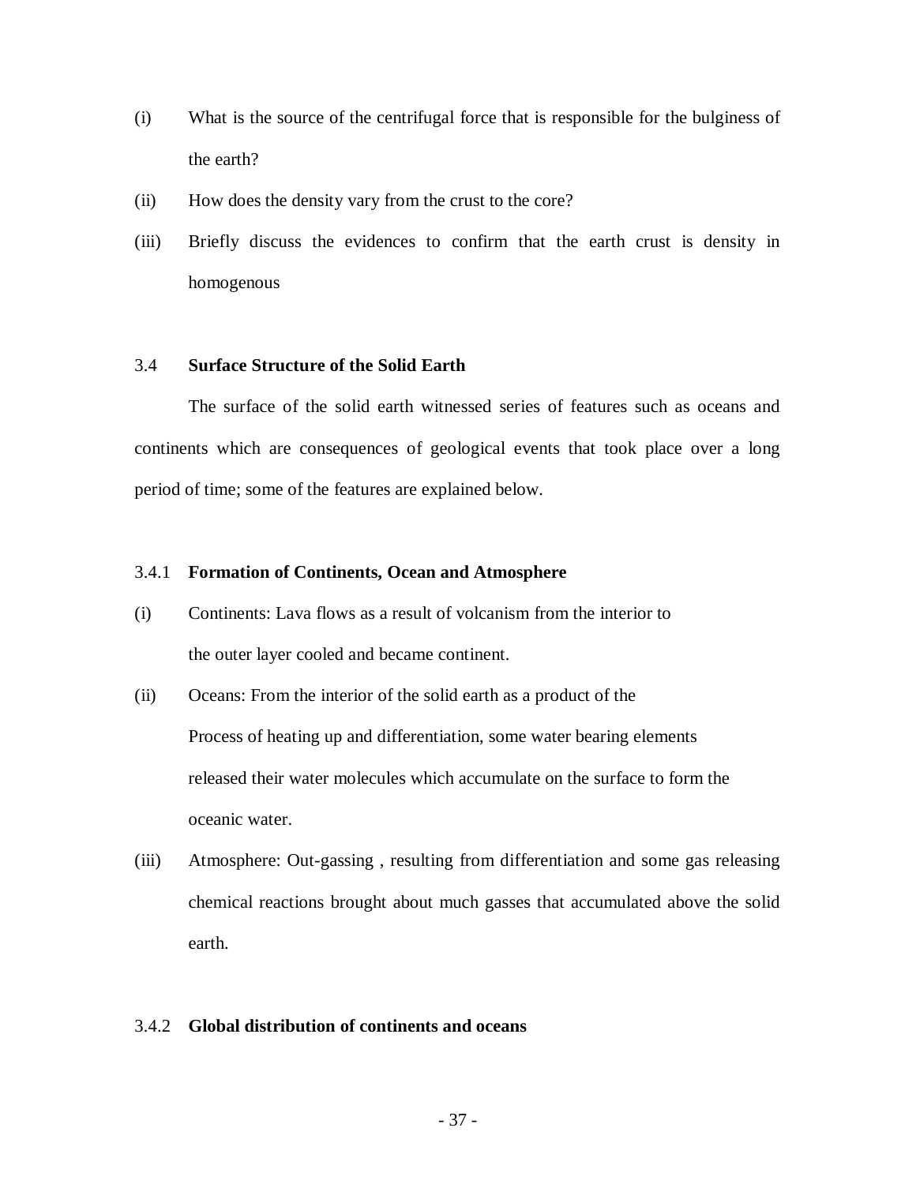(i) What is the source of the centrifugal force that is responsible for the bulginess of the earth?

(ii) How does the density vary from the crust to the core?

(iii) Briefly discuss the evidences to confirm that the earth crust is density in homogenous

### 3.4 Surface Structure of the Solid Earth

The surface of the solid earth witnessed series of features such as oceans and continents which are consequences of geological events that took place over a long period of time; some of the features are explained below.

#### 3.4.1 Formation of Continents, Ocean and Atmosphere

(i) Continents: Lava flows as a result of volcanism from the interior to the outer layer cooled and became continent.

(ii) Oceans: From the interior of the solid earth as a product of the Process of heating up and differentiation, some water bearing elements released their water molecules which accumulate on the surface to form the oceanic water.

(iii) Atmosphere: Out-gassing , resulting from differentiation and some gas releasing chemical reactions brought about much gasses that accumulated above the solid earth.

#### 3.4.2 Global distribution of continents and oceans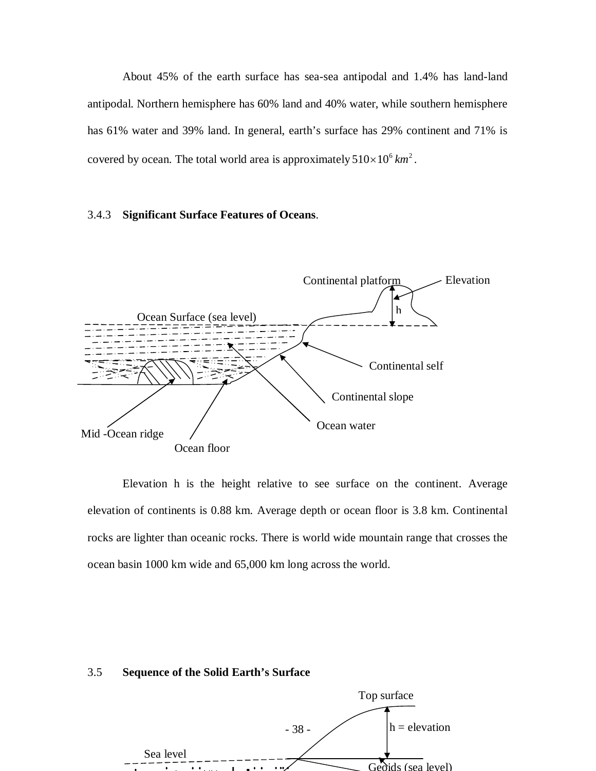About 45% of the earth surface has sea-sea antipodal and 1.4% has land-land antipodal. Northern hemisphere has 60% land and 40% water, while southern hemisphere has 61% water and 39% land. In general, earth's surface has 29% continent and 71% is covered by ocean. The total world area is approximately $510 \times 10^6\ km^2$.

### 3.4.3 **Significant Surface Features of Oceans**.

Continental platform — Elevation — h — Ocean Surface (sea level) — Continental self — Continental slope — Ocean water — Mid -Ocean ridge — Ocean floor

Elevation h is the height relative to see surface on the continent. Average elevation of continents is 0.88 km. Average depth or ocean floor is 3.8 km. Continental rocks are lighter than oceanic rocks. There is world wide mountain range that crosses the ocean basin 1000 km wide and 65,000 km long across the world.

## 3.5 **Sequence of the Solid Earth's Surface**

Top surface — h = elevation — Sea level — Geoids (sea level)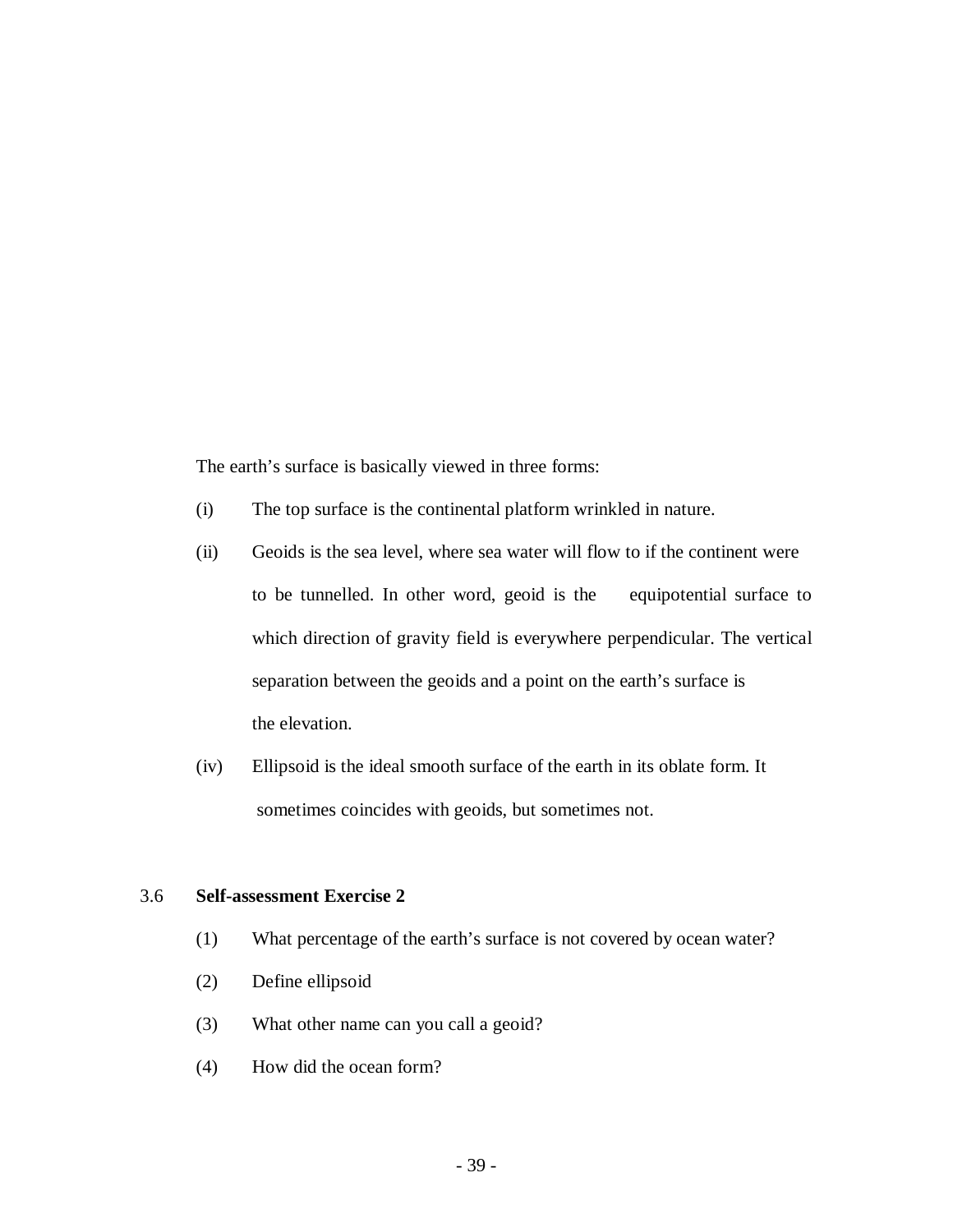The earth's surface is basically viewed in three forms:

(i) The top surface is the continental platform wrinkled in nature.

(ii) Geoids is the sea level, where sea water will flow to if the continent were to be tunnelled. In other word, geoid is the equipotential surface to which direction of gravity field is everywhere perpendicular. The vertical separation between the geoids and a point on the earth's surface is the elevation.

(iv) Ellipsoid is the ideal smooth surface of the earth in its oblate form. It sometimes coincides with geoids, but sometimes not.

## 3.6 Self-assessment Exercise 2

(1) What percentage of the earth's surface is not covered by ocean water?

(2) Define ellipsoid

(3) What other name can you call a geoid?

(4) How did the ocean form?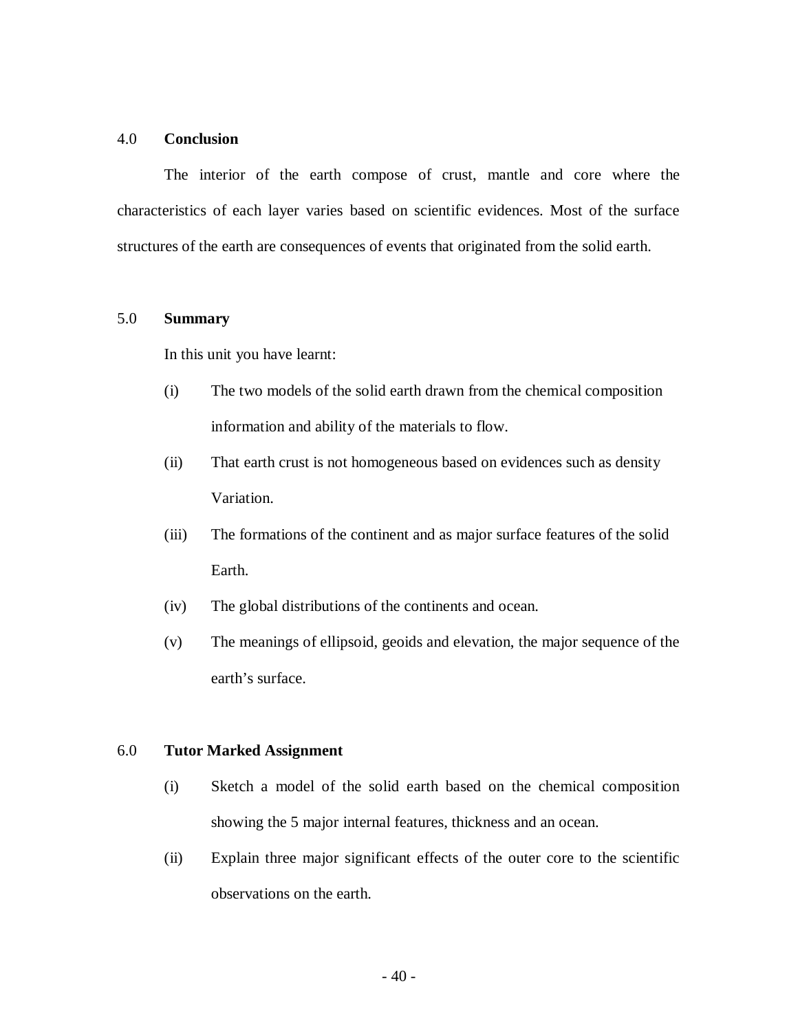## 4.0 Conclusion

The interior of the earth compose of crust, mantle and core where the characteristics of each layer varies based on scientific evidences. Most of the surface structures of the earth are consequences of events that originated from the solid earth.

## 5.0 Summary

In this unit you have learnt:

(i) The two models of the solid earth drawn from the chemical composition information and ability of the materials to flow.

(ii) That earth crust is not homogeneous based on evidences such as density Variation.

(iii) The formations of the continent and as major surface features of the solid Earth.

(iv) The global distributions of the continents and ocean.

(v) The meanings of ellipsoid, geoids and elevation, the major sequence of the earth's surface.

## 6.0 Tutor Marked Assignment

(i) Sketch a model of the solid earth based on the chemical composition showing the 5 major internal features, thickness and an ocean.

(ii) Explain three major significant effects of the outer core to the scientific observations on the earth.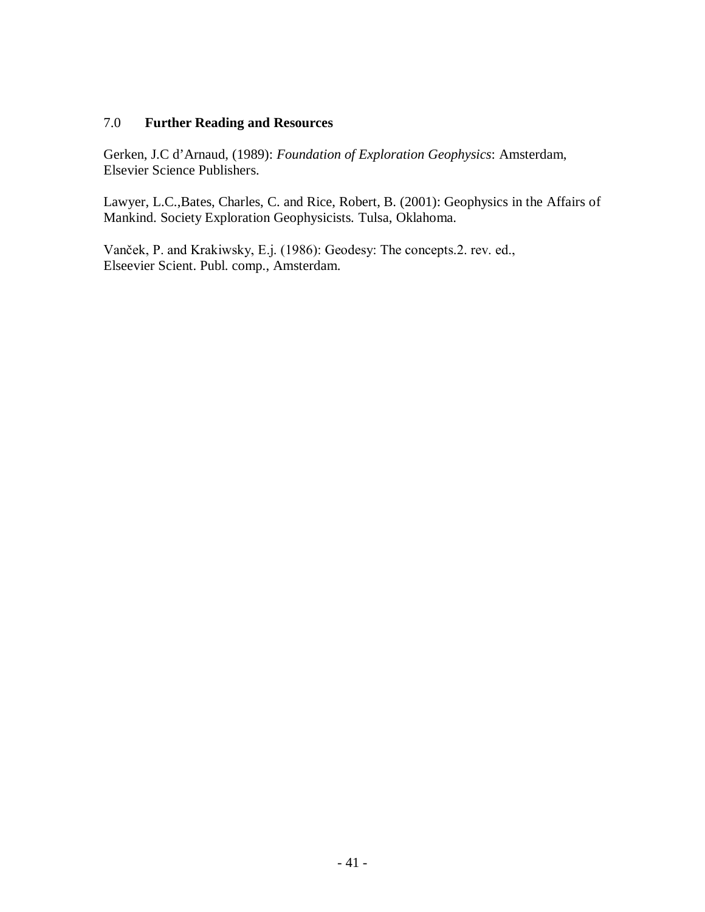## 7.0 **Further Reading and Resources**

Gerken, J.C d'Arnaud, (1989): *Foundation of Exploration Geophysics*: Amsterdam, Elsevier Science Publishers.

Lawyer, L.C.,Bates, Charles, C. and Rice, Robert, B. (2001): Geophysics in the Affairs of Mankind. Society Exploration Geophysicists. Tulsa, Oklahoma.

Vaněek, P. and Krakiwsky, E.j. (1986): Geodesy: The concepts.2. rev. ed., Elseevier Scient. Publ. comp., Amsterdam.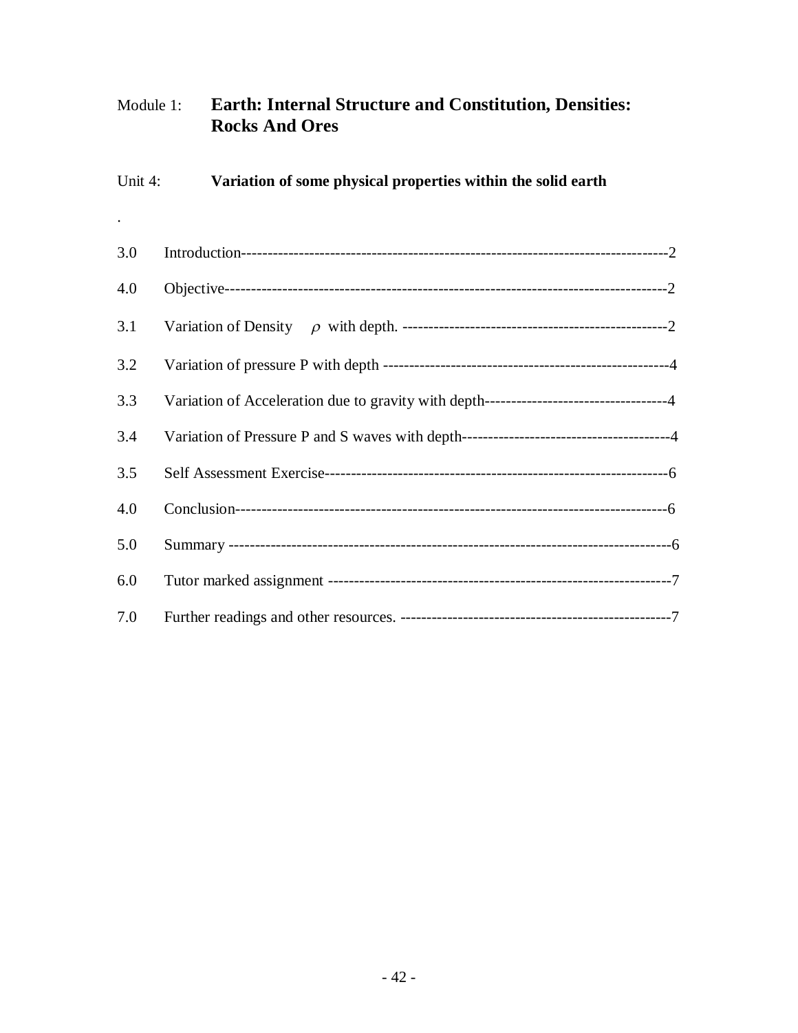Module 1: **Earth: Internal Structure and Constitution, Densities: Rocks And Ores**

Unit 4: **Variation of some physical properties within the solid earth**

.

| | | |
|---|---|---|
| 3.0 | Introduction | 2 |
| 4.0 | Objective | 2 |
| 3.1 | Variation of Density $\rho$ with depth. | 2 |
| 3.2 | Variation of pressure P with depth | 4 |
| 3.3 | Variation of Acceleration due to gravity with depth | 4 |
| 3.4 | Variation of Pressure P and S waves with depth | 4 |
| 3.5 | Self Assessment Exercise | 6 |
| 4.0 | Conclusion | 6 |
| 5.0 | Summary | 6 |
| 6.0 | Tutor marked assignment | 7 |
| 7.0 | Further readings and other resources. | 7 |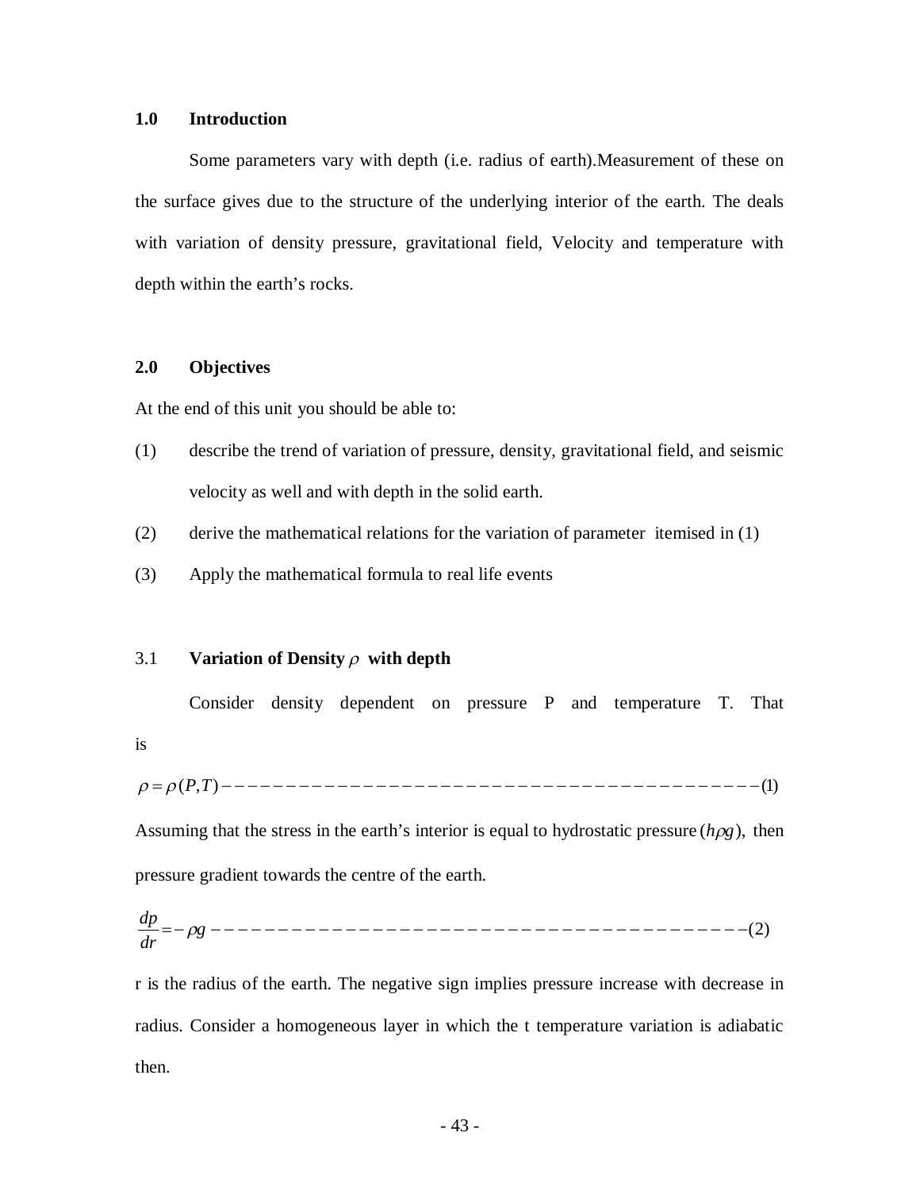## 1.0 Introduction

Some parameters vary with depth (i.e. radius of earth).Measurement of these on the surface gives due to the structure of the underlying interior of the earth. The deals with variation of density pressure, gravitational field, Velocity and temperature with depth within the earth's rocks.

## 2.0 Objectives

At the end of this unit you should be able to:

(1) describe the trend of variation of pressure, density, gravitational field, and seismic velocity as well and with depth in the solid earth.

(2) derive the mathematical relations for the variation of parameter itemised in (1)

(3) Apply the mathematical formula to real life events

### 3.1 Variation of Density $\rho$ with depth

Consider density dependent on pressure P and temperature T. That is

$$\rho = \rho(P,T) \text{------------------------------------------} (1)$$

Assuming that the stress in the earth's interior is equal to hydrostatic pressure $(h\rho g)$, then pressure gradient towards the centre of the earth.

$$\frac{dp}{dr} = -\rho g \text{------------------------------------------} (2)$$

r is the radius of the earth. The negative sign implies pressure increase with decrease in radius. Consider a homogeneous layer in which the t temperature variation is adiabatic then.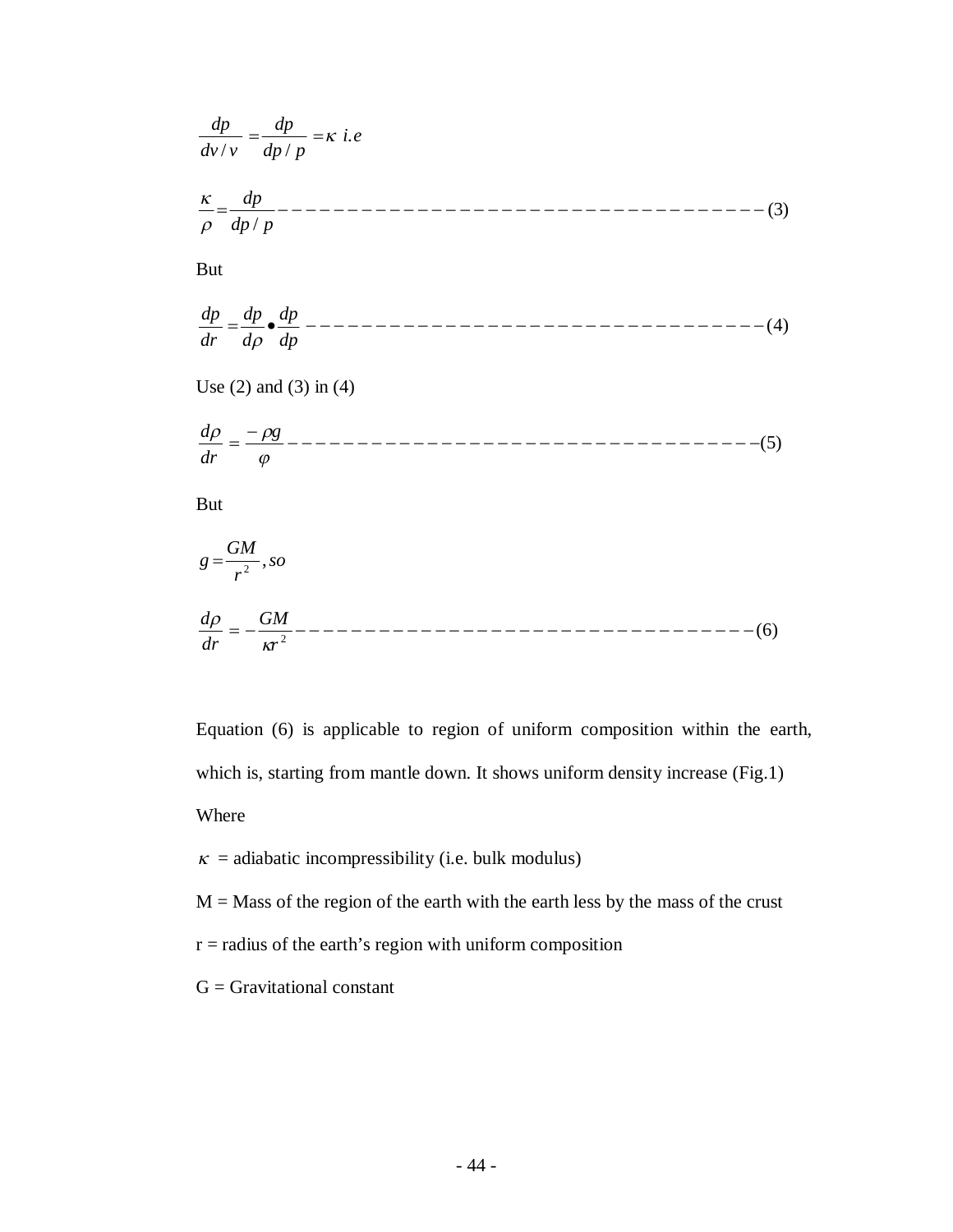$$\frac{dp}{dv/v} = \frac{dp}{dp/p} = \kappa \ i.e$$

$$\frac{\kappa}{\rho} = \frac{dp}{dp/p} \quad \text{------------------------------------------(3)}$$

But

$$\frac{dp}{dr} = \frac{dp}{d\rho} \bullet \frac{dp}{dp} \quad \text{------------------------------------------(4)}$$

Use (2) and (3) in (4)

$$\frac{d\rho}{dr} = \frac{-\rho g}{\varphi} \quad \text{------------------------------------------(5)}$$

But

$$g = \frac{GM}{r^2}, so$$

$$\frac{d\rho}{dr} = -\frac{GM}{\kappa r^2} \quad \text{------------------------------------------(6)}$$

Equation (6) is applicable to region of uniform composition within the earth, which is, starting from mantle down. It shows uniform density increase (Fig.1)

Where

$\kappa$ = adiabatic incompressibility (i.e. bulk modulus)

M = Mass of the region of the earth with the earth less by the mass of the crust

r = radius of the earth's region with uniform composition

G = Gravitational constant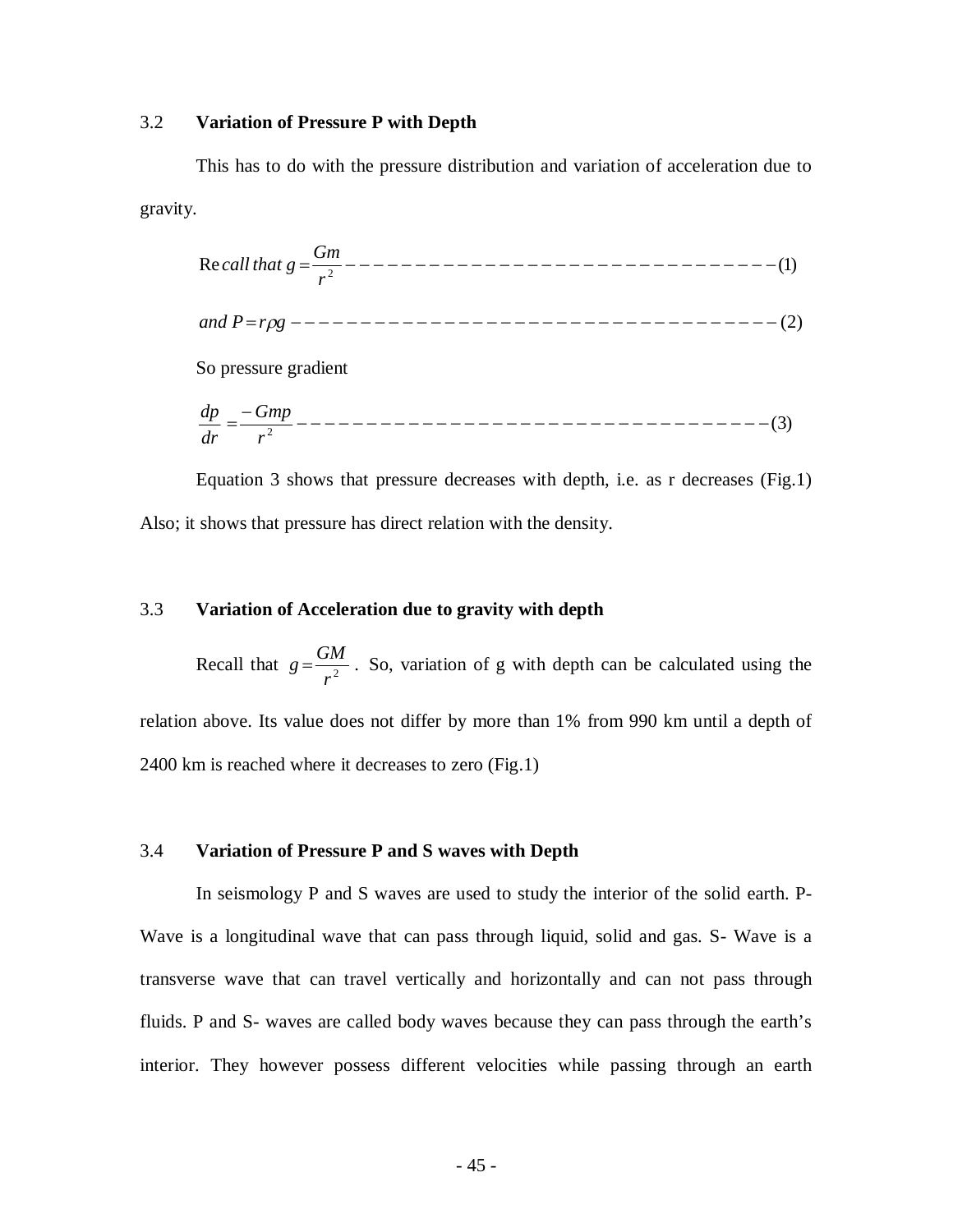### 3.2 **Variation of Pressure P with Depth**

This has to do with the pressure distribution and variation of acceleration due to gravity.

$$\text{Recall that } g = \frac{Gm}{r^2} \text{------------------------------} (1)$$

$$\text{and } P = r\rho g \text{----------------------------------} (2)$$

So pressure gradient

$$\frac{dp}{dr} = \frac{-Gmp}{r^2} \text{--------------------------------} (3)$$

Equation 3 shows that pressure decreases with depth, i.e. as r decreases (Fig.1) Also; it shows that pressure has direct relation with the density.

### 3.3 **Variation of Acceleration due to gravity with depth**

Recall that $g = \frac{GM}{r^2}$. So, variation of g with depth can be calculated using the relation above. Its value does not differ by more than 1% from 990 km until a depth of 2400 km is reached where it decreases to zero (Fig.1)

### 3.4 **Variation of Pressure P and S waves with Depth**

In seismology P and S waves are used to study the interior of the solid earth. P-Wave is a longitudinal wave that can pass through liquid, solid and gas. S- Wave is a transverse wave that can travel vertically and horizontally and can not pass through fluids. P and S- waves are called body waves because they can pass through the earth's interior. They however possess different velocities while passing through an earth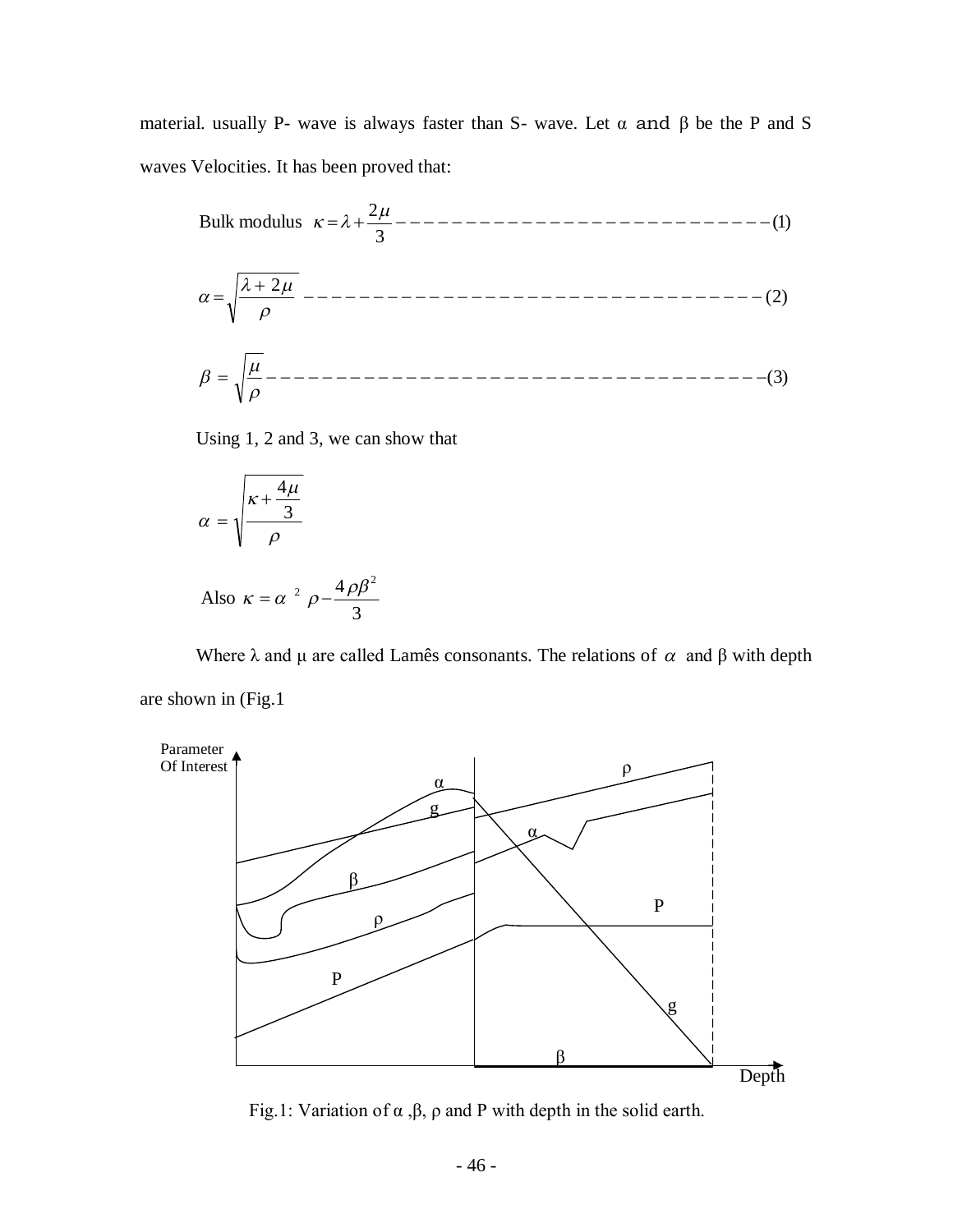material. usually P- wave is always faster than S- wave. Let α and β be the P and S waves Velocities. It has been proved that:

$$\text{Bulk modulus } \kappa = \lambda + \frac{2\mu}{3} \qquad (1)$$

$$\alpha = \sqrt{\frac{\lambda + 2\mu}{\rho}} \qquad (2)$$

$$\beta = \sqrt{\frac{\mu}{\rho}} \qquad (3)$$

Using 1, 2 and 3, we can show that

$$\alpha = \sqrt{\frac{\kappa + \frac{4\mu}{3}}{\rho}}$$

$$\text{Also } \kappa = \alpha^2 \rho - \frac{4\rho\beta^2}{3}$$

Where λ and μ are called Lamês consonants. The relations of $\alpha$ and β with depth are shown in (Fig.1

Fig.1: Variation of α ,β, ρ and P with depth in the solid earth.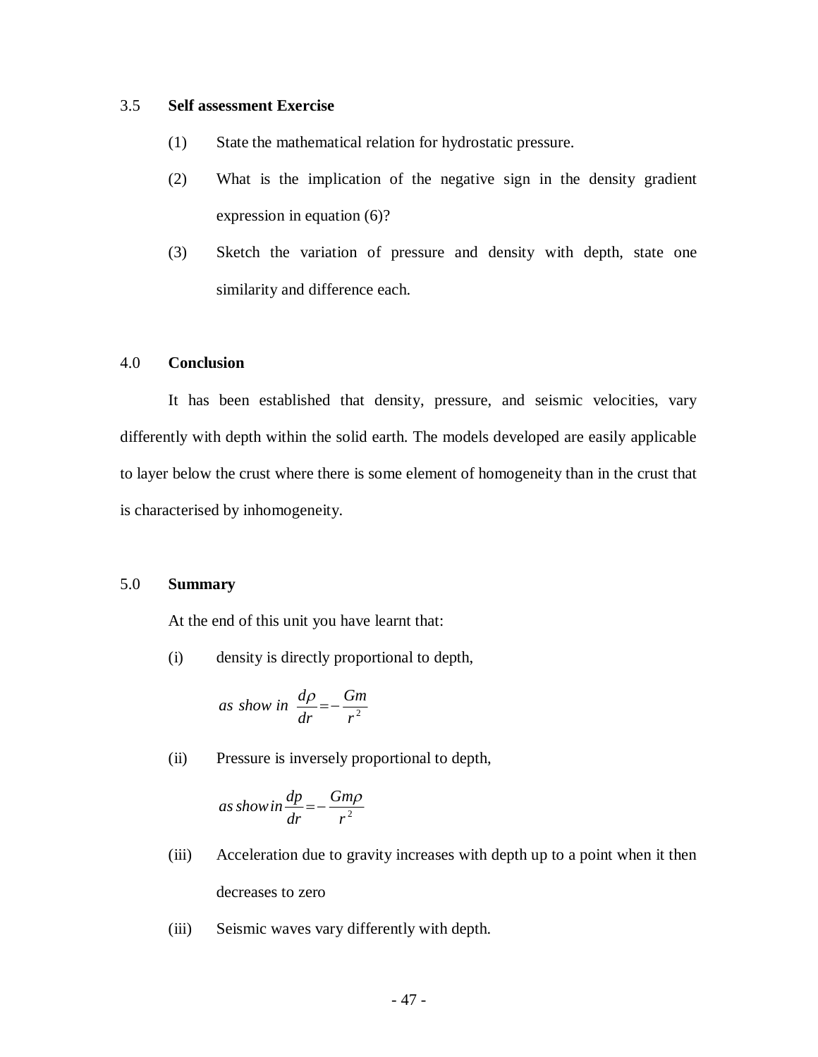### 3.5 Self assessment Exercise

(1) State the mathematical relation for hydrostatic pressure.

(2) What is the implication of the negative sign in the density gradient expression in equation (6)?

(3) Sketch the variation of pressure and density with depth, state one similarity and difference each.

## 4.0 Conclusion

It has been established that density, pressure, and seismic velocities, vary differently with depth within the solid earth. The models developed are easily applicable to layer below the crust where there is some element of homogeneity than in the crust that is characterised by inhomogeneity.

## 5.0 Summary

At the end of this unit you have learnt that:

(i) density is directly proportional to depth,

$$as\ show\ in\ \frac{d\rho}{dr} = -\frac{Gm}{r^2}$$

(ii) Pressure is inversely proportional to depth,

$$as\, show\, in\, \frac{dp}{dr} = -\frac{Gm\rho}{r^2}$$

(iii) Acceleration due to gravity increases with depth up to a point when it then decreases to zero

(iii) Seismic waves vary differently with depth.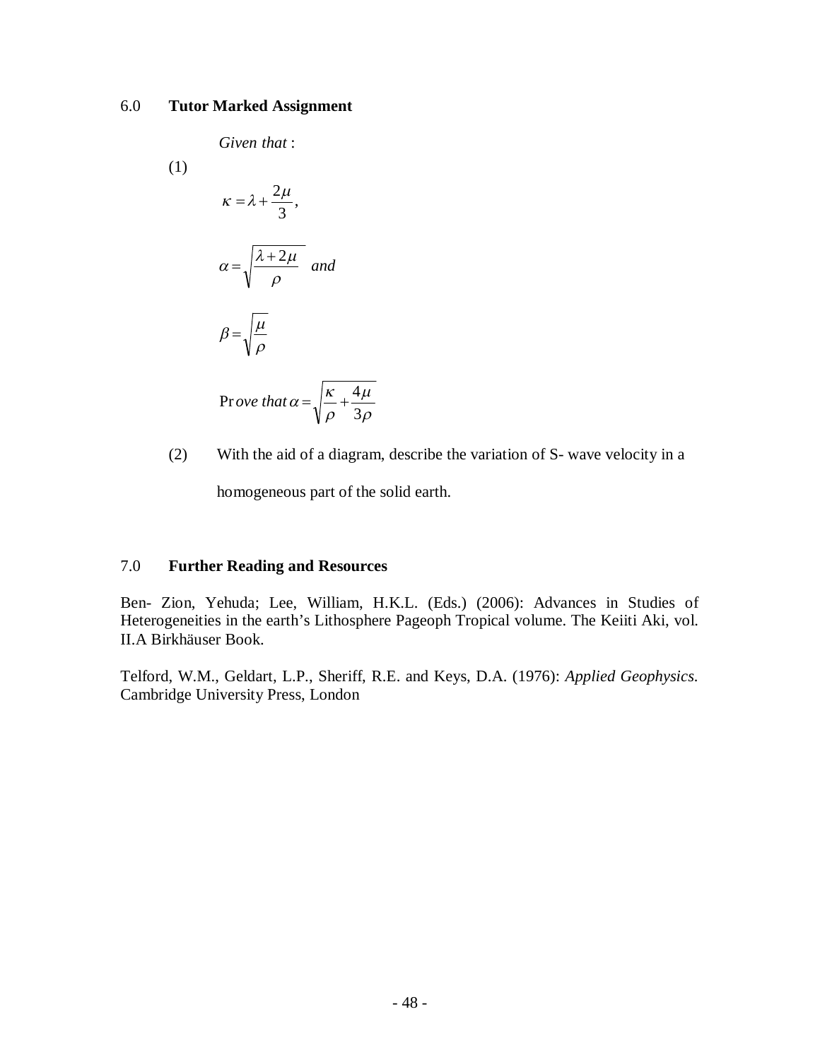## 6.0 **Tutor Marked Assignment**

*Given that* :

(1)

$$\kappa = \lambda + \frac{2\mu}{3},$$

$$\alpha = \sqrt{\frac{\lambda + 2\mu}{\rho}} \quad and$$

$$\beta = \sqrt{\frac{\mu}{\rho}}$$

$$\text{Prove that } \alpha = \sqrt{\frac{\kappa}{\rho} + \frac{4\mu}{3\rho}}$$

(2) With the aid of a diagram, describe the variation of S- wave velocity in a homogeneous part of the solid earth.

## 7.0 **Further Reading and Resources**

Ben- Zion, Yehuda; Lee, William, H.K.L. (Eds.) (2006): Advances in Studies of Heterogeneities in the earth's Lithosphere Pageoph Tropical volume. The Keiiti Aki, vol. II.A Birkhäuser Book.

Telford, W.M., Geldart, L.P., Sheriff, R.E. and Keys, D.A. (1976): *Applied Geophysics.* Cambridge University Press, London